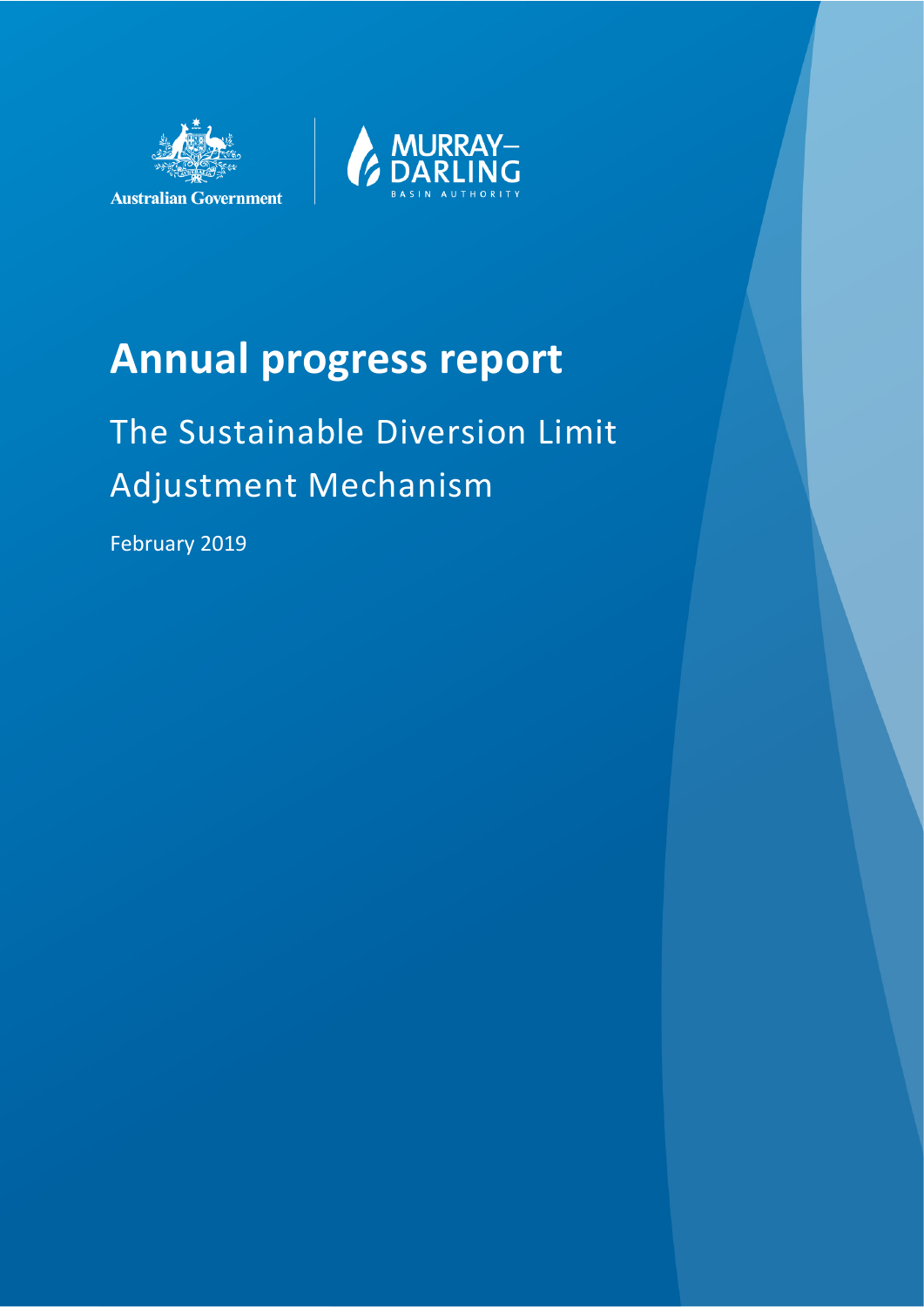Australian Government

MURRAY–DARLING BASIN AUTHORITY

# Annual progress report

## The Sustainable Diversion Limit Adjustment Mechanism

February 2019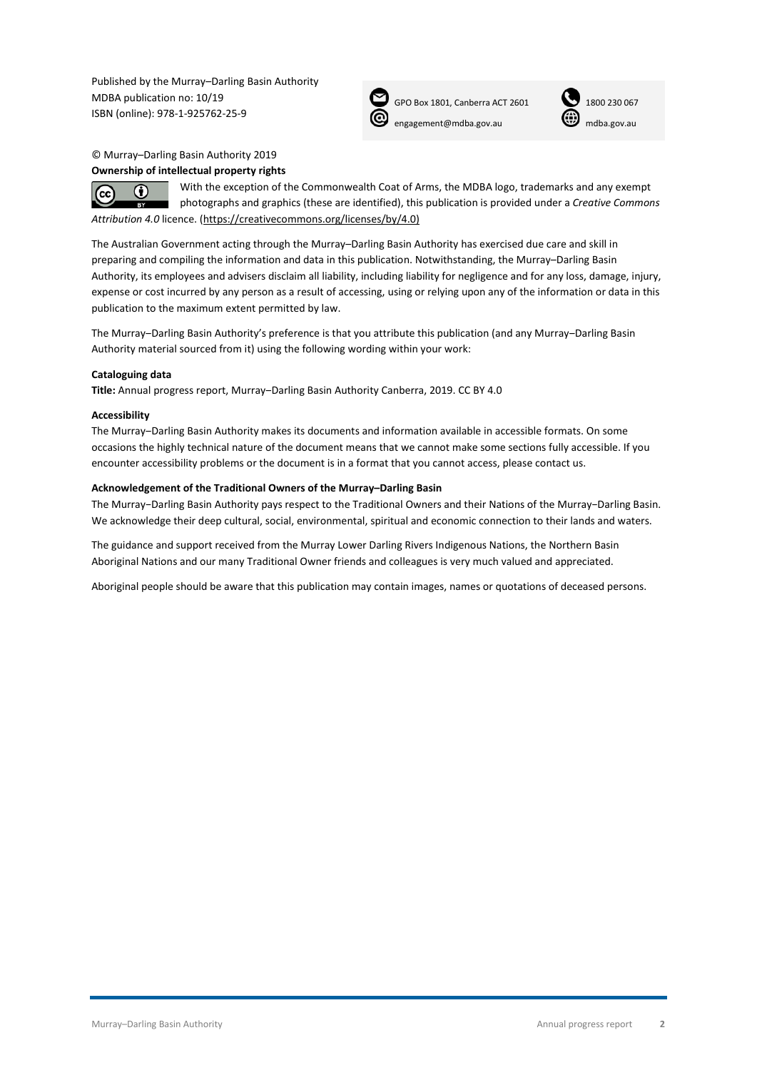Published by the Murray–Darling Basin Authority
MDBA publication no: 10/19
ISBN (online): 978-1-925762-25-9

GPO Box 1801, Canberra ACT 2601
engagement@mdba.gov.au
1800 230 067
mdba.gov.au

© Murray–Darling Basin Authority 2019

**Ownership of intellectual property rights**

With the exception of the Commonwealth Coat of Arms, the MDBA logo, trademarks and any exempt photographs and graphics (these are identified), this publication is provided under a *Creative Commons Attribution 4.0* licence. (https://creativecommons.org/licenses/by/4.0)

The Australian Government acting through the Murray–Darling Basin Authority has exercised due care and skill in preparing and compiling the information and data in this publication. Notwithstanding, the Murray–Darling Basin Authority, its employees and advisers disclaim all liability, including liability for negligence and for any loss, damage, injury, expense or cost incurred by any person as a result of accessing, using or relying upon any of the information or data in this publication to the maximum extent permitted by law.

The Murray–Darling Basin Authority's preference is that you attribute this publication (and any Murray–Darling Basin Authority material sourced from it) using the following wording within your work:

**Cataloguing data**

**Title:** Annual progress report, Murray–Darling Basin Authority Canberra, 2019. CC BY 4.0

**Accessibility**

The Murray–Darling Basin Authority makes its documents and information available in accessible formats. On some occasions the highly technical nature of the document means that we cannot make some sections fully accessible. If you encounter accessibility problems or the document is in a format that you cannot access, please contact us.

**Acknowledgement of the Traditional Owners of the Murray–Darling Basin**

The Murray–Darling Basin Authority pays respect to the Traditional Owners and their Nations of the Murray–Darling Basin. We acknowledge their deep cultural, social, environmental, spiritual and economic connection to their lands and waters.

The guidance and support received from the Murray Lower Darling Rivers Indigenous Nations, the Northern Basin Aboriginal Nations and our many Traditional Owner friends and colleagues is very much valued and appreciated.

Aboriginal people should be aware that this publication may contain images, names or quotations of deceased persons.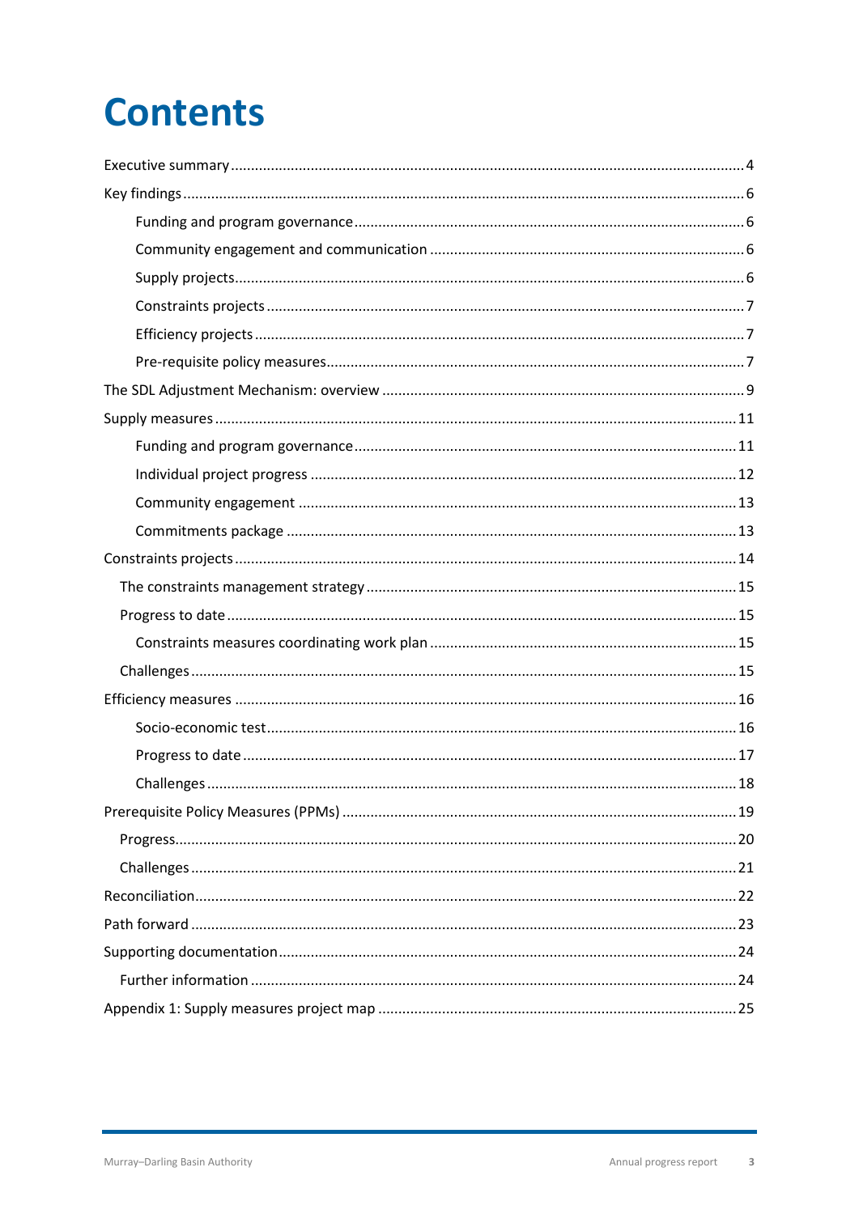# Contents

Executive summary ..... 4

Key findings ..... 6

- Funding and program governance ..... 6
- Community engagement and communication ..... 6
- Supply projects ..... 6
- Constraints projects ..... 7
- Efficiency projects ..... 7
- Pre-requisite policy measures ..... 7

The SDL Adjustment Mechanism: overview ..... 9

Supply measures ..... 11

- Funding and program governance ..... 11
- Individual project progress ..... 12
- Community engagement ..... 13
- Commitments package ..... 13

Constraints projects ..... 14

- The constraints management strategy ..... 15
- Progress to date ..... 15
  - Constraints measures coordinating work plan ..... 15
- Challenges ..... 15

Efficiency measures ..... 16

- Socio-economic test ..... 16
- Progress to date ..... 17
- Challenges ..... 18

Prerequisite Policy Measures (PPMs) ..... 19

- Progress ..... 20
- Challenges ..... 21

Reconciliation ..... 22

Path forward ..... 23

Supporting documentation ..... 24

- Further information ..... 24

Appendix 1: Supply measures project map ..... 25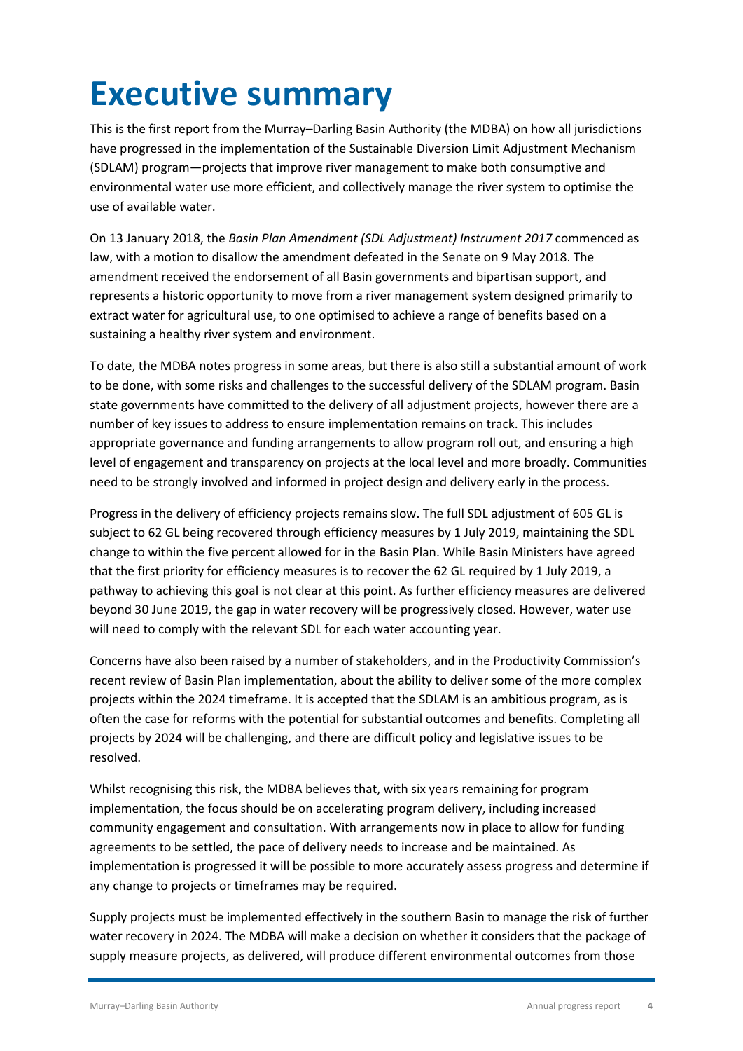# Executive summary

This is the first report from the Murray–Darling Basin Authority (the MDBA) on how all jurisdictions have progressed in the implementation of the Sustainable Diversion Limit Adjustment Mechanism (SDLAM) program—projects that improve river management to make both consumptive and environmental water use more efficient, and collectively manage the river system to optimise the use of available water.

On 13 January 2018, the *Basin Plan Amendment (SDL Adjustment) Instrument 2017* commenced as law, with a motion to disallow the amendment defeated in the Senate on 9 May 2018. The amendment received the endorsement of all Basin governments and bipartisan support, and represents a historic opportunity to move from a river management system designed primarily to extract water for agricultural use, to one optimised to achieve a range of benefits based on a sustaining a healthy river system and environment.

To date, the MDBA notes progress in some areas, but there is also still a substantial amount of work to be done, with some risks and challenges to the successful delivery of the SDLAM program. Basin state governments have committed to the delivery of all adjustment projects, however there are a number of key issues to address to ensure implementation remains on track. This includes appropriate governance and funding arrangements to allow program roll out, and ensuring a high level of engagement and transparency on projects at the local level and more broadly. Communities need to be strongly involved and informed in project design and delivery early in the process.

Progress in the delivery of efficiency projects remains slow. The full SDL adjustment of 605 GL is subject to 62 GL being recovered through efficiency measures by 1 July 2019, maintaining the SDL change to within the five percent allowed for in the Basin Plan. While Basin Ministers have agreed that the first priority for efficiency measures is to recover the 62 GL required by 1 July 2019, a pathway to achieving this goal is not clear at this point. As further efficiency measures are delivered beyond 30 June 2019, the gap in water recovery will be progressively closed. However, water use will need to comply with the relevant SDL for each water accounting year.

Concerns have also been raised by a number of stakeholders, and in the Productivity Commission's recent review of Basin Plan implementation, about the ability to deliver some of the more complex projects within the 2024 timeframe. It is accepted that the SDLAM is an ambitious program, as is often the case for reforms with the potential for substantial outcomes and benefits. Completing all projects by 2024 will be challenging, and there are difficult policy and legislative issues to be resolved.

Whilst recognising this risk, the MDBA believes that, with six years remaining for program implementation, the focus should be on accelerating program delivery, including increased community engagement and consultation. With arrangements now in place to allow for funding agreements to be settled, the pace of delivery needs to increase and be maintained. As implementation is progressed it will be possible to more accurately assess progress and determine if any change to projects or timeframes may be required.

Supply projects must be implemented effectively in the southern Basin to manage the risk of further water recovery in 2024. The MDBA will make a decision on whether it considers that the package of supply measure projects, as delivered, will produce different environmental outcomes from those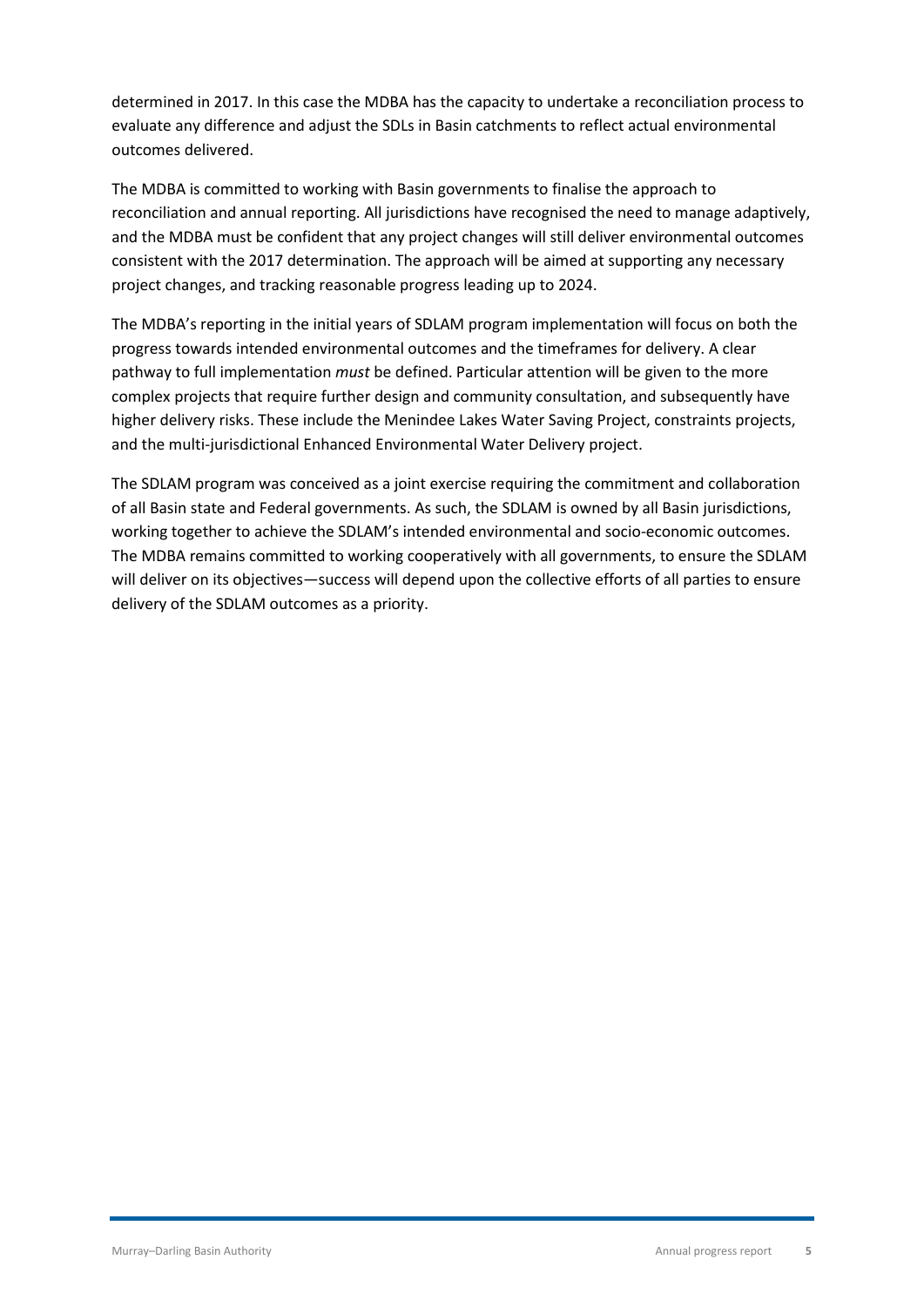determined in 2017. In this case the MDBA has the capacity to undertake a reconciliation process to evaluate any difference and adjust the SDLs in Basin catchments to reflect actual environmental outcomes delivered.

The MDBA is committed to working with Basin governments to finalise the approach to reconciliation and annual reporting. All jurisdictions have recognised the need to manage adaptively, and the MDBA must be confident that any project changes will still deliver environmental outcomes consistent with the 2017 determination. The approach will be aimed at supporting any necessary project changes, and tracking reasonable progress leading up to 2024.

The MDBA's reporting in the initial years of SDLAM program implementation will focus on both the progress towards intended environmental outcomes and the timeframes for delivery. A clear pathway to full implementation *must* be defined. Particular attention will be given to the more complex projects that require further design and community consultation, and subsequently have higher delivery risks. These include the Menindee Lakes Water Saving Project, constraints projects, and the multi-jurisdictional Enhanced Environmental Water Delivery project.

The SDLAM program was conceived as a joint exercise requiring the commitment and collaboration of all Basin state and Federal governments. As such, the SDLAM is owned by all Basin jurisdictions, working together to achieve the SDLAM's intended environmental and socio-economic outcomes. The MDBA remains committed to working cooperatively with all governments, to ensure the SDLAM will deliver on its objectives—success will depend upon the collective efforts of all parties to ensure delivery of the SDLAM outcomes as a priority.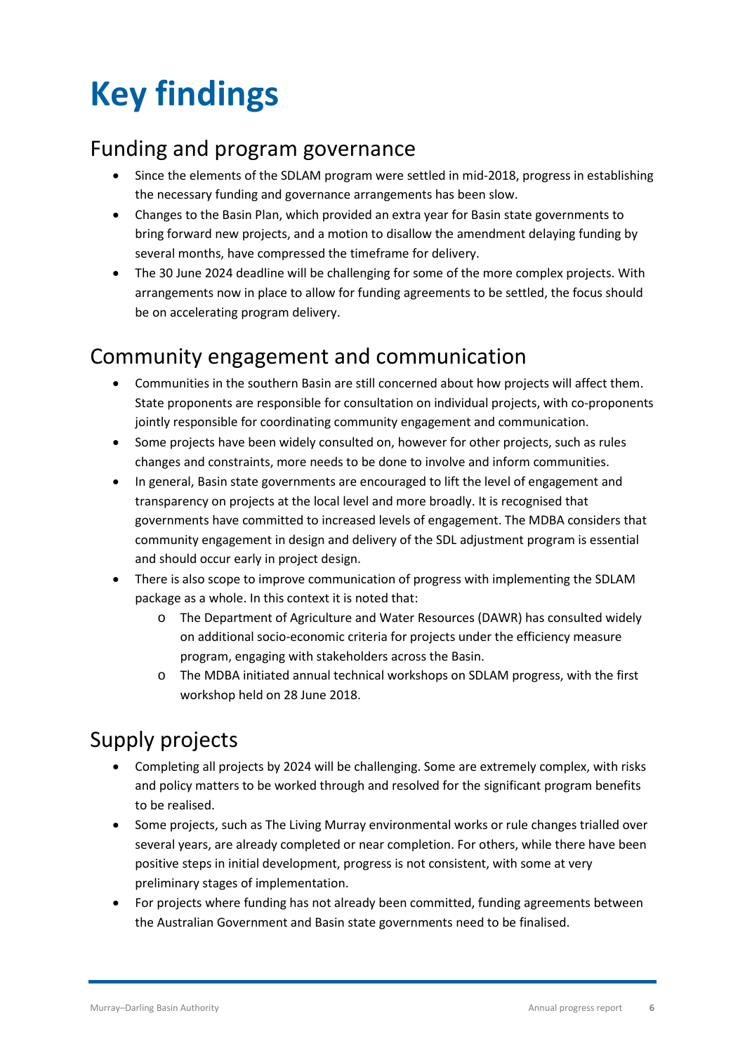# Key findings

## Funding and program governance

- Since the elements of the SDLAM program were settled in mid-2018, progress in establishing the necessary funding and governance arrangements has been slow.
- Changes to the Basin Plan, which provided an extra year for Basin state governments to bring forward new projects, and a motion to disallow the amendment delaying funding by several months, have compressed the timeframe for delivery.
- The 30 June 2024 deadline will be challenging for some of the more complex projects. With arrangements now in place to allow for funding agreements to be settled, the focus should be on accelerating program delivery.

## Community engagement and communication

- Communities in the southern Basin are still concerned about how projects will affect them. State proponents are responsible for consultation on individual projects, with co-proponents jointly responsible for coordinating community engagement and communication.
- Some projects have been widely consulted on, however for other projects, such as rules changes and constraints, more needs to be done to involve and inform communities.
- In general, Basin state governments are encouraged to lift the level of engagement and transparency on projects at the local level and more broadly. It is recognised that governments have committed to increased levels of engagement. The MDBA considers that community engagement in design and delivery of the SDL adjustment program is essential and should occur early in project design.
- There is also scope to improve communication of progress with implementing the SDLAM package as a whole. In this context it is noted that:
    - The Department of Agriculture and Water Resources (DAWR) has consulted widely on additional socio-economic criteria for projects under the efficiency measure program, engaging with stakeholders across the Basin.
    - The MDBA initiated annual technical workshops on SDLAM progress, with the first workshop held on 28 June 2018.

## Supply projects

- Completing all projects by 2024 will be challenging. Some are extremely complex, with risks and policy matters to be worked through and resolved for the significant program benefits to be realised.
- Some projects, such as The Living Murray environmental works or rule changes trialled over several years, are already completed or near completion. For others, while there have been positive steps in initial development, progress is not consistent, with some at very preliminary stages of implementation.
- For projects where funding has not already been committed, funding agreements between the Australian Government and Basin state governments need to be finalised.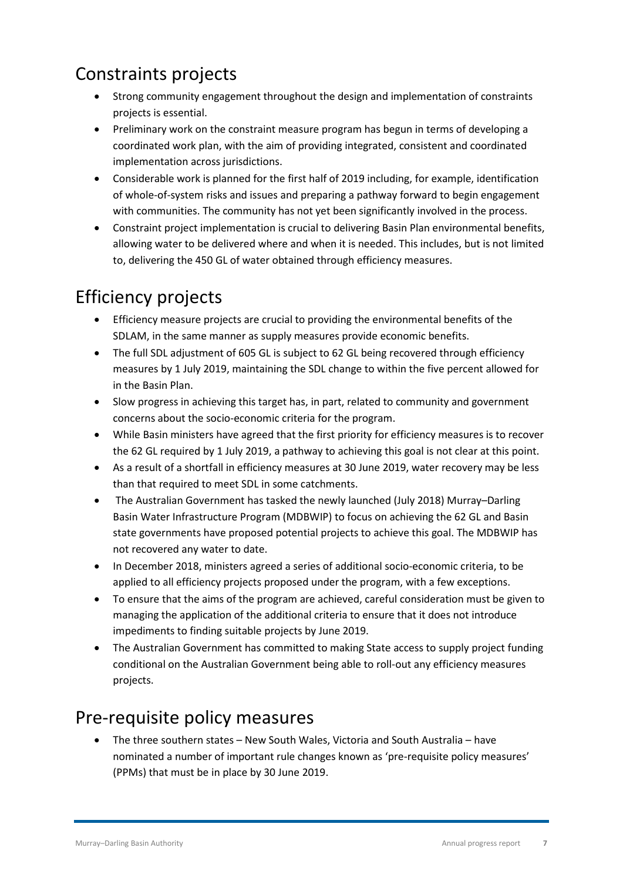## Constraints projects

- Strong community engagement throughout the design and implementation of constraints projects is essential.
- Preliminary work on the constraint measure program has begun in terms of developing a coordinated work plan, with the aim of providing integrated, consistent and coordinated implementation across jurisdictions.
- Considerable work is planned for the first half of 2019 including, for example, identification of whole-of-system risks and issues and preparing a pathway forward to begin engagement with communities. The community has not yet been significantly involved in the process.
- Constraint project implementation is crucial to delivering Basin Plan environmental benefits, allowing water to be delivered where and when it is needed. This includes, but is not limited to, delivering the 450 GL of water obtained through efficiency measures.

## Efficiency projects

- Efficiency measure projects are crucial to providing the environmental benefits of the SDLAM, in the same manner as supply measures provide economic benefits.
- The full SDL adjustment of 605 GL is subject to 62 GL being recovered through efficiency measures by 1 July 2019, maintaining the SDL change to within the five percent allowed for in the Basin Plan.
- Slow progress in achieving this target has, in part, related to community and government concerns about the socio-economic criteria for the program.
- While Basin ministers have agreed that the first priority for efficiency measures is to recover the 62 GL required by 1 July 2019, a pathway to achieving this goal is not clear at this point.
- As a result of a shortfall in efficiency measures at 30 June 2019, water recovery may be less than that required to meet SDL in some catchments.
- The Australian Government has tasked the newly launched (July 2018) Murray–Darling Basin Water Infrastructure Program (MDBWIP) to focus on achieving the 62 GL and Basin state governments have proposed potential projects to achieve this goal. The MDBWIP has not recovered any water to date.
- In December 2018, ministers agreed a series of additional socio-economic criteria, to be applied to all efficiency projects proposed under the program, with a few exceptions.
- To ensure that the aims of the program are achieved, careful consideration must be given to managing the application of the additional criteria to ensure that it does not introduce impediments to finding suitable projects by June 2019.
- The Australian Government has committed to making State access to supply project funding conditional on the Australian Government being able to roll-out any efficiency measures projects.

## Pre-requisite policy measures

- The three southern states – New South Wales, Victoria and South Australia – have nominated a number of important rule changes known as 'pre-requisite policy measures' (PPMs) that must be in place by 30 June 2019.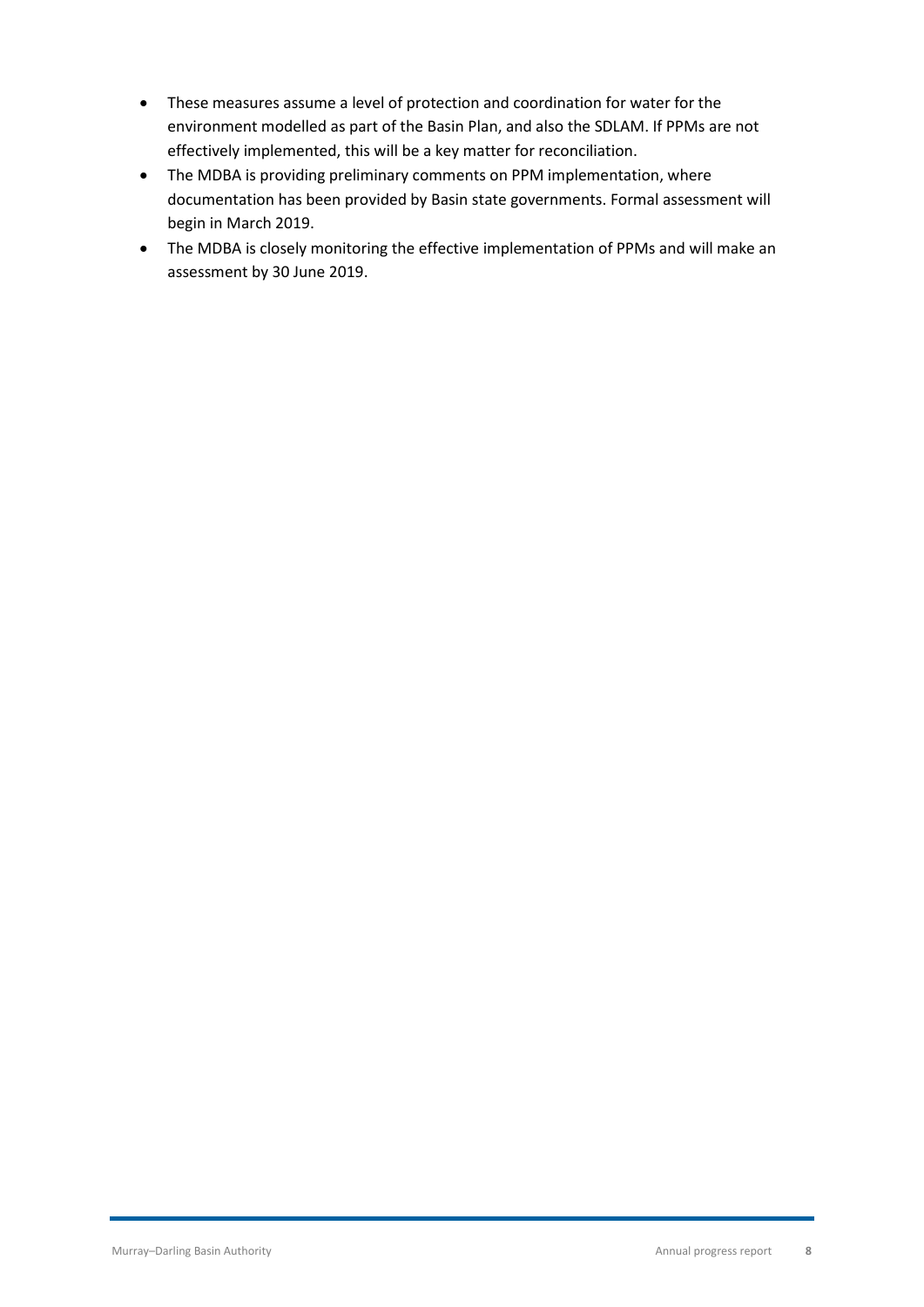- These measures assume a level of protection and coordination for water for the environment modelled as part of the Basin Plan, and also the SDLAM. If PPMs are not effectively implemented, this will be a key matter for reconciliation.
- The MDBA is providing preliminary comments on PPM implementation, where documentation has been provided by Basin state governments. Formal assessment will begin in March 2019.
- The MDBA is closely monitoring the effective implementation of PPMs and will make an assessment by 30 June 2019.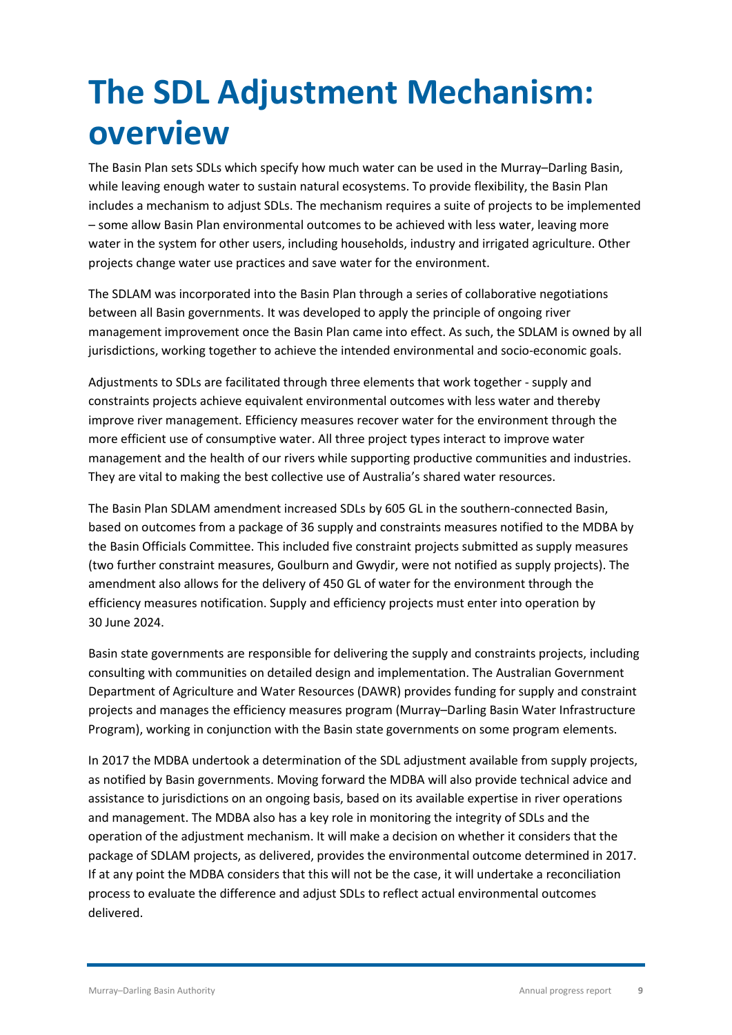# The SDL Adjustment Mechanism: overview

The Basin Plan sets SDLs which specify how much water can be used in the Murray–Darling Basin, while leaving enough water to sustain natural ecosystems. To provide flexibility, the Basin Plan includes a mechanism to adjust SDLs. The mechanism requires a suite of projects to be implemented – some allow Basin Plan environmental outcomes to be achieved with less water, leaving more water in the system for other users, including households, industry and irrigated agriculture. Other projects change water use practices and save water for the environment.

The SDLAM was incorporated into the Basin Plan through a series of collaborative negotiations between all Basin governments. It was developed to apply the principle of ongoing river management improvement once the Basin Plan came into effect. As such, the SDLAM is owned by all jurisdictions, working together to achieve the intended environmental and socio-economic goals.

Adjustments to SDLs are facilitated through three elements that work together - supply and constraints projects achieve equivalent environmental outcomes with less water and thereby improve river management. Efficiency measures recover water for the environment through the more efficient use of consumptive water. All three project types interact to improve water management and the health of our rivers while supporting productive communities and industries. They are vital to making the best collective use of Australia's shared water resources.

The Basin Plan SDLAM amendment increased SDLs by 605 GL in the southern-connected Basin, based on outcomes from a package of 36 supply and constraints measures notified to the MDBA by the Basin Officials Committee. This included five constraint projects submitted as supply measures (two further constraint measures, Goulburn and Gwydir, were not notified as supply projects). The amendment also allows for the delivery of 450 GL of water for the environment through the efficiency measures notification. Supply and efficiency projects must enter into operation by 30 June 2024.

Basin state governments are responsible for delivering the supply and constraints projects, including consulting with communities on detailed design and implementation. The Australian Government Department of Agriculture and Water Resources (DAWR) provides funding for supply and constraint projects and manages the efficiency measures program (Murray–Darling Basin Water Infrastructure Program), working in conjunction with the Basin state governments on some program elements.

In 2017 the MDBA undertook a determination of the SDL adjustment available from supply projects, as notified by Basin governments. Moving forward the MDBA will also provide technical advice and assistance to jurisdictions on an ongoing basis, based on its available expertise in river operations and management. The MDBA also has a key role in monitoring the integrity of SDLs and the operation of the adjustment mechanism. It will make a decision on whether it considers that the package of SDLAM projects, as delivered, provides the environmental outcome determined in 2017. If at any point the MDBA considers that this will not be the case, it will undertake a reconciliation process to evaluate the difference and adjust SDLs to reflect actual environmental outcomes delivered.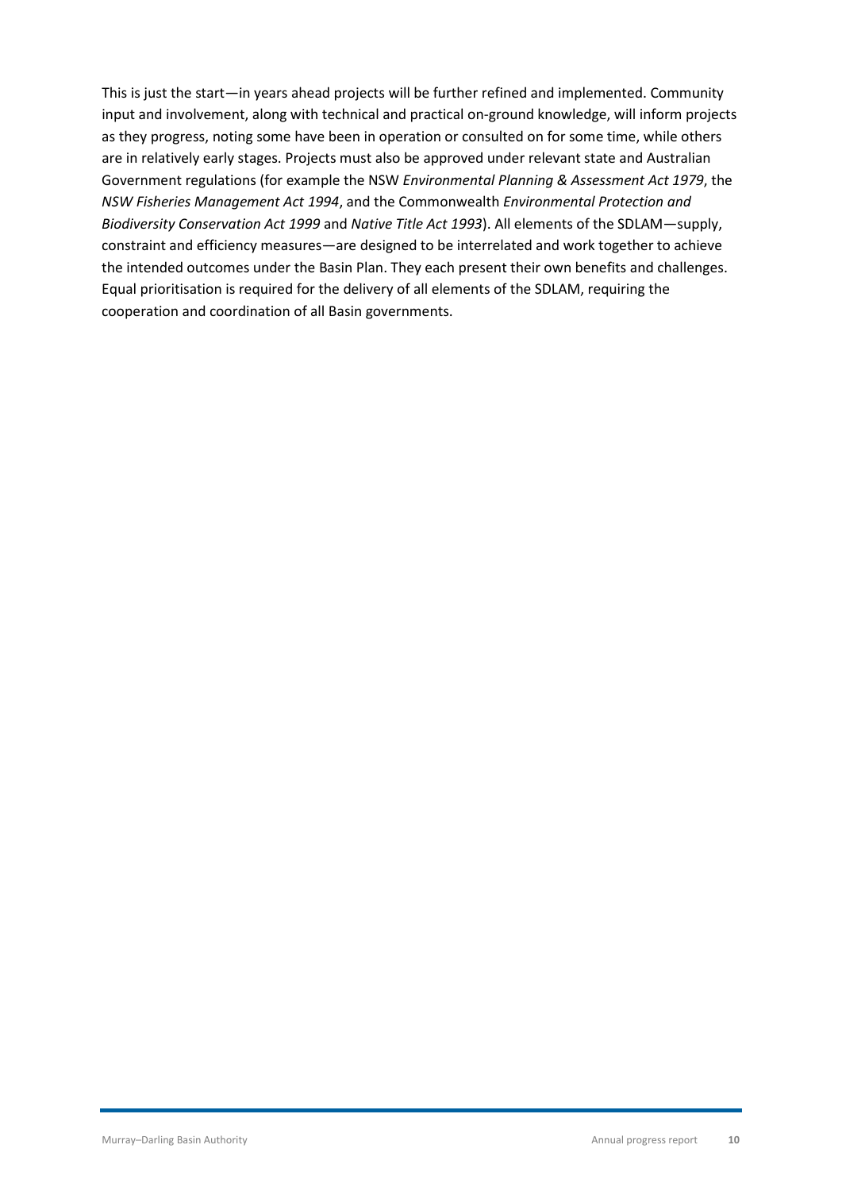This is just the start—in years ahead projects will be further refined and implemented. Community input and involvement, along with technical and practical on-ground knowledge, will inform projects as they progress, noting some have been in operation or consulted on for some time, while others are in relatively early stages. Projects must also be approved under relevant state and Australian Government regulations (for example the NSW *Environmental Planning & Assessment Act 1979*, the *NSW Fisheries Management Act 1994*, and the Commonwealth *Environmental Protection and Biodiversity Conservation Act 1999* and *Native Title Act 1993*). All elements of the SDLAM—supply, constraint and efficiency measures—are designed to be interrelated and work together to achieve the intended outcomes under the Basin Plan. They each present their own benefits and challenges. Equal prioritisation is required for the delivery of all elements of the SDLAM, requiring the cooperation and coordination of all Basin governments.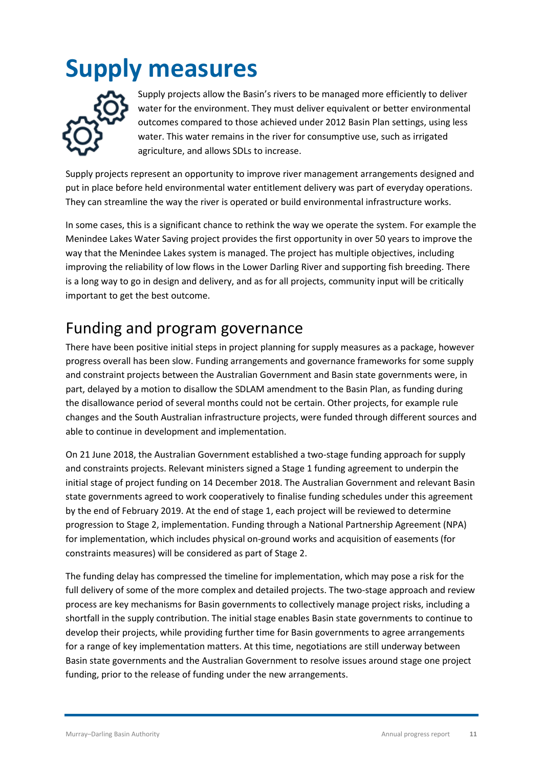# Supply measures

Supply projects allow the Basin's rivers to be managed more efficiently to deliver water for the environment. They must deliver equivalent or better environmental outcomes compared to those achieved under 2012 Basin Plan settings, using less water. This water remains in the river for consumptive use, such as irrigated agriculture, and allows SDLs to increase.

Supply projects represent an opportunity to improve river management arrangements designed and put in place before held environmental water entitlement delivery was part of everyday operations. They can streamline the way the river is operated or build environmental infrastructure works.

In some cases, this is a significant chance to rethink the way we operate the system. For example the Menindee Lakes Water Saving project provides the first opportunity in over 50 years to improve the way that the Menindee Lakes system is managed. The project has multiple objectives, including improving the reliability of low flows in the Lower Darling River and supporting fish breeding. There is a long way to go in design and delivery, and as for all projects, community input will be critically important to get the best outcome.

## Funding and program governance

There have been positive initial steps in project planning for supply measures as a package, however progress overall has been slow. Funding arrangements and governance frameworks for some supply and constraint projects between the Australian Government and Basin state governments were, in part, delayed by a motion to disallow the SDLAM amendment to the Basin Plan, as funding during the disallowance period of several months could not be certain. Other projects, for example rule changes and the South Australian infrastructure projects, were funded through different sources and able to continue in development and implementation.

On 21 June 2018, the Australian Government established a two-stage funding approach for supply and constraints projects. Relevant ministers signed a Stage 1 funding agreement to underpin the initial stage of project funding on 14 December 2018. The Australian Government and relevant Basin state governments agreed to work cooperatively to finalise funding schedules under this agreement by the end of February 2019. At the end of stage 1, each project will be reviewed to determine progression to Stage 2, implementation. Funding through a National Partnership Agreement (NPA) for implementation, which includes physical on-ground works and acquisition of easements (for constraints measures) will be considered as part of Stage 2.

The funding delay has compressed the timeline for implementation, which may pose a risk for the full delivery of some of the more complex and detailed projects. The two-stage approach and review process are key mechanisms for Basin governments to collectively manage project risks, including a shortfall in the supply contribution. The initial stage enables Basin state governments to continue to develop their projects, while providing further time for Basin governments to agree arrangements for a range of key implementation matters. At this time, negotiations are still underway between Basin state governments and the Australian Government to resolve issues around stage one project funding, prior to the release of funding under the new arrangements.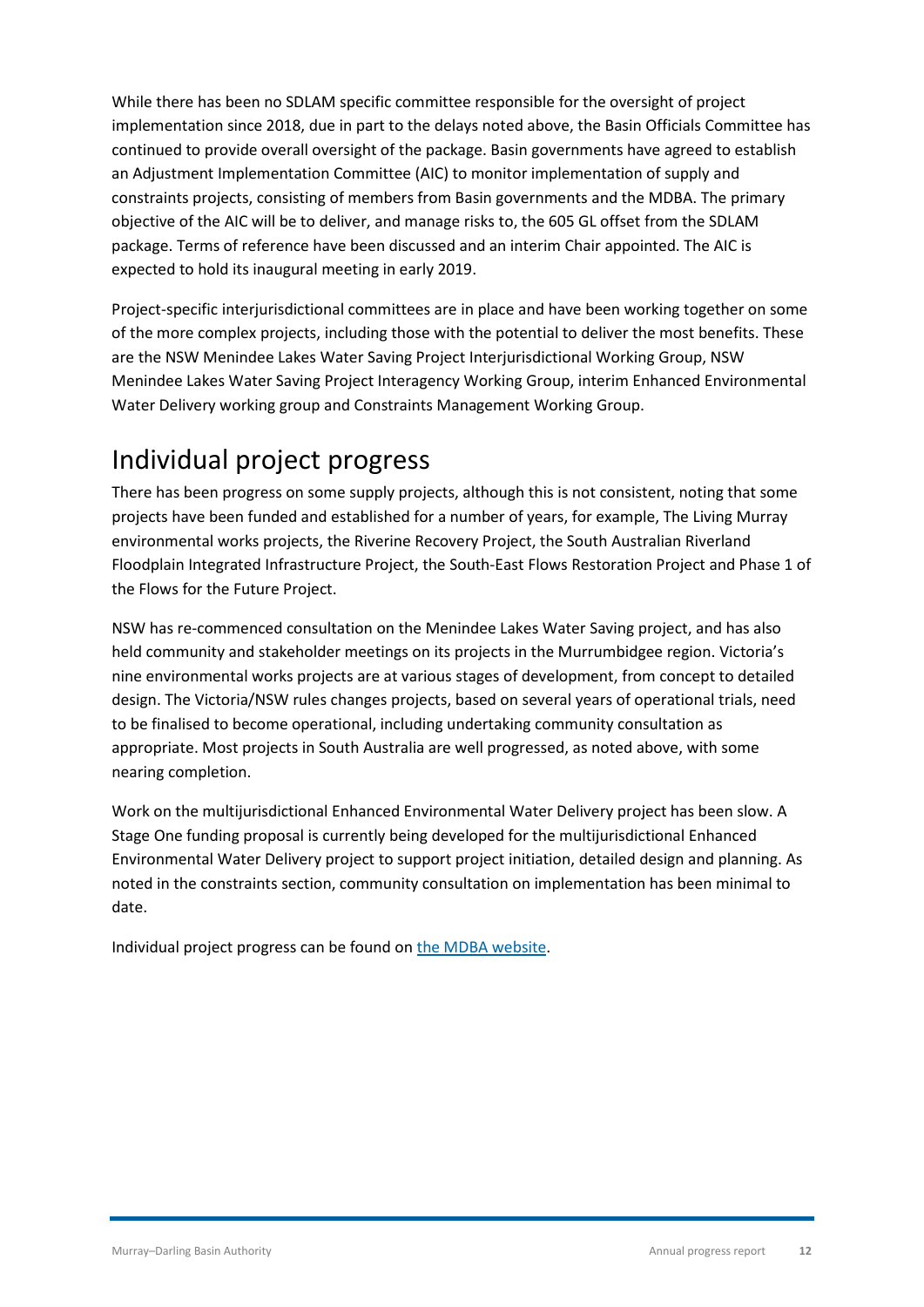While there has been no SDLAM specific committee responsible for the oversight of project implementation since 2018, due in part to the delays noted above, the Basin Officials Committee has continued to provide overall oversight of the package. Basin governments have agreed to establish an Adjustment Implementation Committee (AIC) to monitor implementation of supply and constraints projects, consisting of members from Basin governments and the MDBA. The primary objective of the AIC will be to deliver, and manage risks to, the 605 GL offset from the SDLAM package. Terms of reference have been discussed and an interim Chair appointed. The AIC is expected to hold its inaugural meeting in early 2019.

Project-specific interjurisdictional committees are in place and have been working together on some of the more complex projects, including those with the potential to deliver the most benefits. These are the NSW Menindee Lakes Water Saving Project Interjurisdictional Working Group, NSW Menindee Lakes Water Saving Project Interagency Working Group, interim Enhanced Environmental Water Delivery working group and Constraints Management Working Group.

# Individual project progress

There has been progress on some supply projects, although this is not consistent, noting that some projects have been funded and established for a number of years, for example, The Living Murray environmental works projects, the Riverine Recovery Project, the South Australian Riverland Floodplain Integrated Infrastructure Project, the South-East Flows Restoration Project and Phase 1 of the Flows for the Future Project.

NSW has re-commenced consultation on the Menindee Lakes Water Saving project, and has also held community and stakeholder meetings on its projects in the Murrumbidgee region. Victoria's nine environmental works projects are at various stages of development, from concept to detailed design. The Victoria/NSW rules changes projects, based on several years of operational trials, need to be finalised to become operational, including undertaking community consultation as appropriate. Most projects in South Australia are well progressed, as noted above, with some nearing completion.

Work on the multijurisdictional Enhanced Environmental Water Delivery project has been slow. A Stage One funding proposal is currently being developed for the multijurisdictional Enhanced Environmental Water Delivery project to support project initiation, detailed design and planning. As noted in the constraints section, community consultation on implementation has been minimal to date.

Individual project progress can be found on [the MDBA website].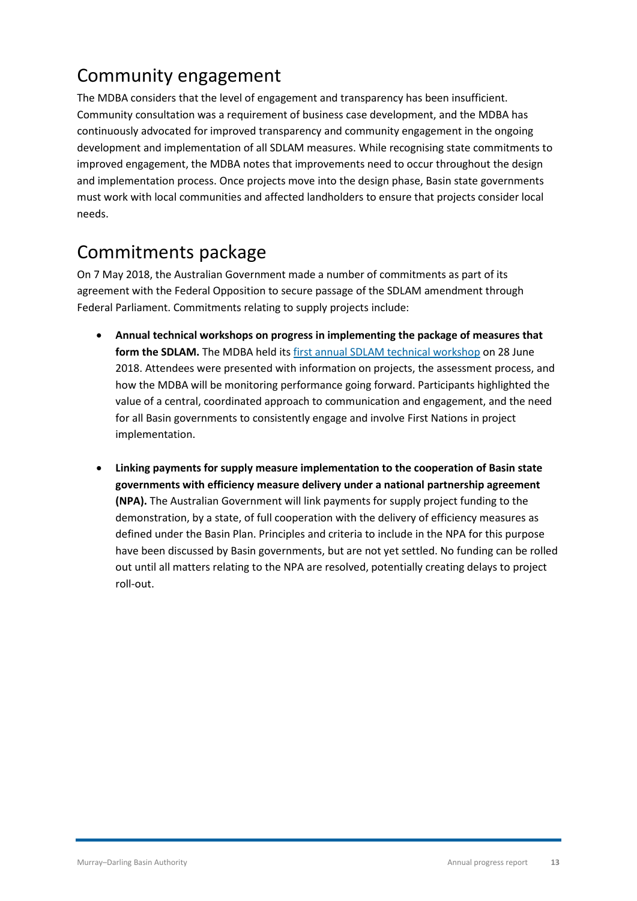## Community engagement

The MDBA considers that the level of engagement and transparency has been insufficient. Community consultation was a requirement of business case development, and the MDBA has continuously advocated for improved transparency and community engagement in the ongoing development and implementation of all SDLAM measures. While recognising state commitments to improved engagement, the MDBA notes that improvements need to occur throughout the design and implementation process. Once projects move into the design phase, Basin state governments must work with local communities and affected landholders to ensure that projects consider local needs.

## Commitments package

On 7 May 2018, the Australian Government made a number of commitments as part of its agreement with the Federal Opposition to secure passage of the SDLAM amendment through Federal Parliament. Commitments relating to supply projects include:

- **Annual technical workshops on progress in implementing the package of measures that form the SDLAM.** The MDBA held its first annual SDLAM technical workshop on 28 June 2018. Attendees were presented with information on projects, the assessment process, and how the MDBA will be monitoring performance going forward. Participants highlighted the value of a central, coordinated approach to communication and engagement, and the need for all Basin governments to consistently engage and involve First Nations in project implementation.

- **Linking payments for supply measure implementation to the cooperation of Basin state governments with efficiency measure delivery under a national partnership agreement (NPA).** The Australian Government will link payments for supply project funding to the demonstration, by a state, of full cooperation with the delivery of efficiency measures as defined under the Basin Plan. Principles and criteria to include in the NPA for this purpose have been discussed by Basin governments, but are not yet settled. No funding can be rolled out until all matters relating to the NPA are resolved, potentially creating delays to project roll-out.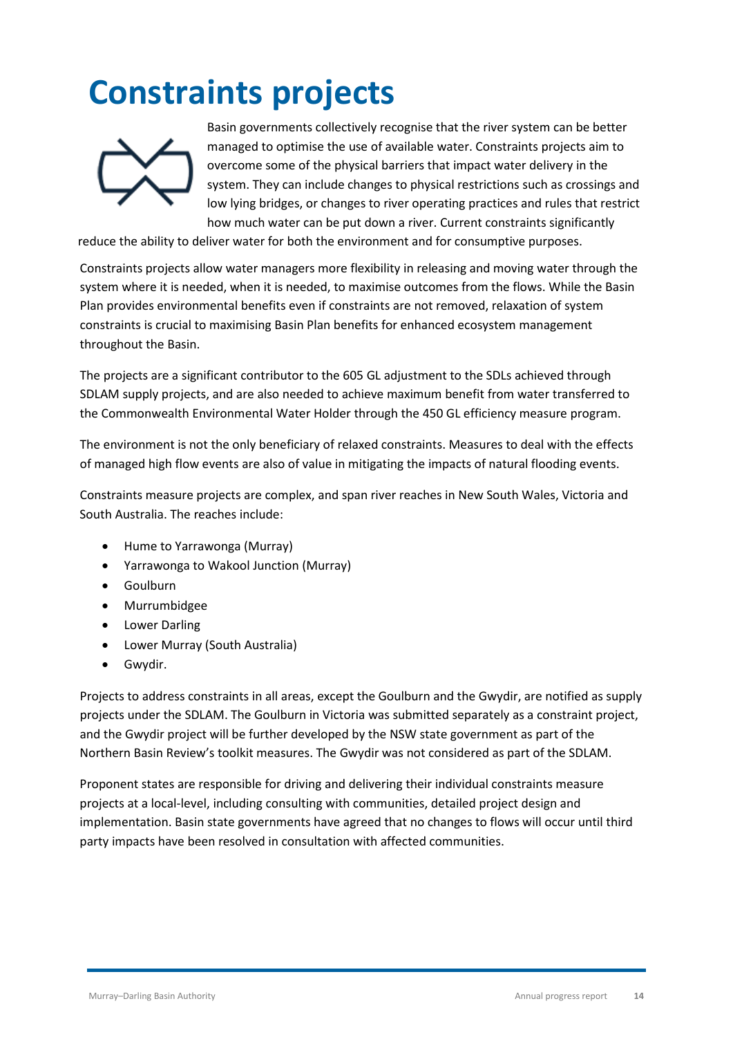# Constraints projects

Basin governments collectively recognise that the river system can be better managed to optimise the use of available water. Constraints projects aim to overcome some of the physical barriers that impact water delivery in the system. They can include changes to physical restrictions such as crossings and low lying bridges, or changes to river operating practices and rules that restrict how much water can be put down a river. Current constraints significantly reduce the ability to deliver water for both the environment and for consumptive purposes.

Constraints projects allow water managers more flexibility in releasing and moving water through the system where it is needed, when it is needed, to maximise outcomes from the flows. While the Basin Plan provides environmental benefits even if constraints are not removed, relaxation of system constraints is crucial to maximising Basin Plan benefits for enhanced ecosystem management throughout the Basin.

The projects are a significant contributor to the 605 GL adjustment to the SDLs achieved through SDLAM supply projects, and are also needed to achieve maximum benefit from water transferred to the Commonwealth Environmental Water Holder through the 450 GL efficiency measure program.

The environment is not the only beneficiary of relaxed constraints. Measures to deal with the effects of managed high flow events are also of value in mitigating the impacts of natural flooding events.

Constraints measure projects are complex, and span river reaches in New South Wales, Victoria and South Australia. The reaches include:

- Hume to Yarrawonga (Murray)
- Yarrawonga to Wakool Junction (Murray)
- Goulburn
- Murrumbidgee
- Lower Darling
- Lower Murray (South Australia)
- Gwydir.

Projects to address constraints in all areas, except the Goulburn and the Gwydir, are notified as supply projects under the SDLAM. The Goulburn in Victoria was submitted separately as a constraint project, and the Gwydir project will be further developed by the NSW state government as part of the Northern Basin Review's toolkit measures. The Gwydir was not considered as part of the SDLAM.

Proponent states are responsible for driving and delivering their individual constraints measure projects at a local-level, including consulting with communities, detailed project design and implementation. Basin state governments have agreed that no changes to flows will occur until third party impacts have been resolved in consultation with affected communities.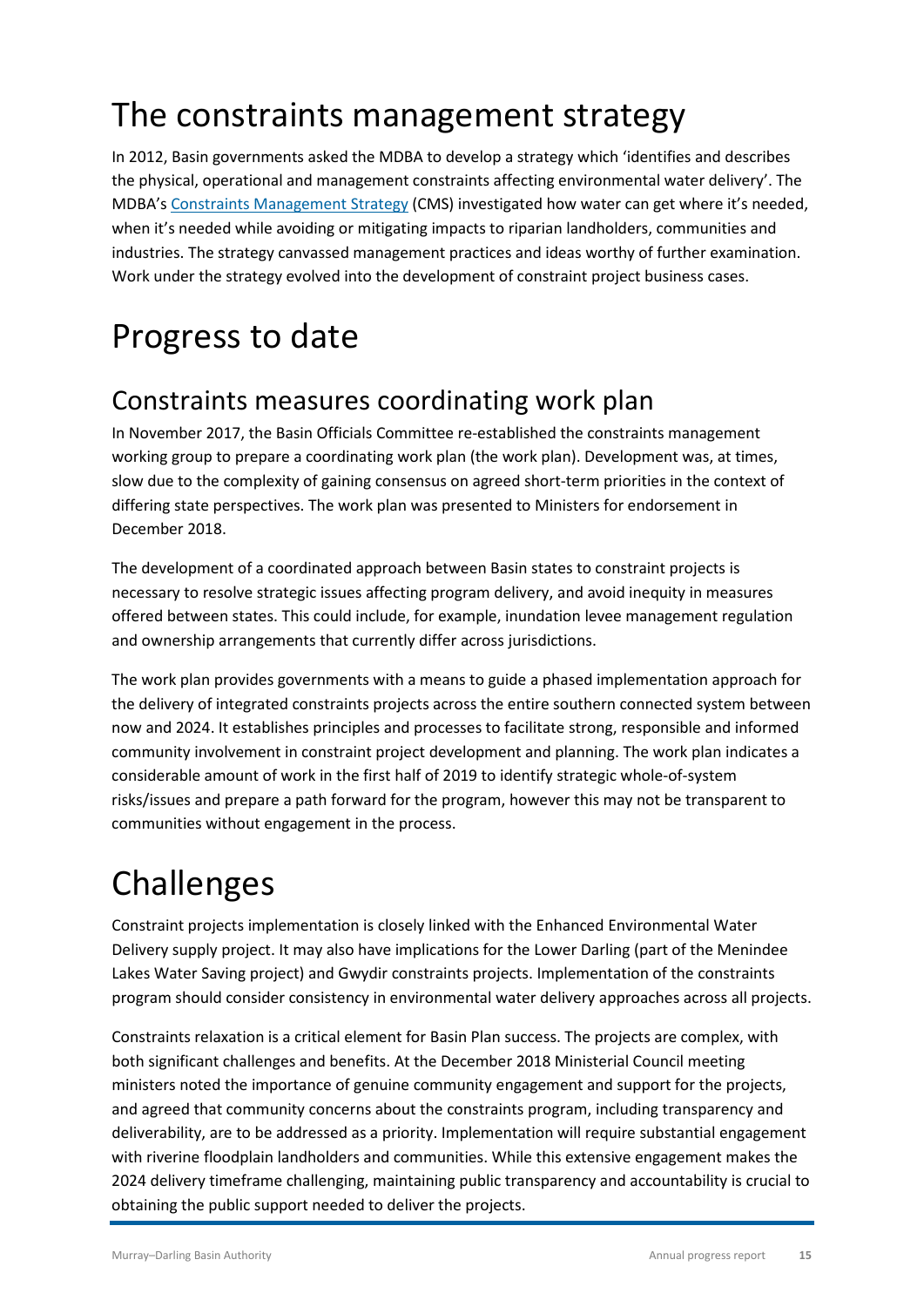# The constraints management strategy

In 2012, Basin governments asked the MDBA to develop a strategy which 'identifies and describes the physical, operational and management constraints affecting environmental water delivery'. The MDBA's Constraints Management Strategy (CMS) investigated how water can get where it's needed, when it's needed while avoiding or mitigating impacts to riparian landholders, communities and industries. The strategy canvassed management practices and ideas worthy of further examination. Work under the strategy evolved into the development of constraint project business cases.

# Progress to date

## Constraints measures coordinating work plan

In November 2017, the Basin Officials Committee re-established the constraints management working group to prepare a coordinating work plan (the work plan). Development was, at times, slow due to the complexity of gaining consensus on agreed short-term priorities in the context of differing state perspectives. The work plan was presented to Ministers for endorsement in December 2018.

The development of a coordinated approach between Basin states to constraint projects is necessary to resolve strategic issues affecting program delivery, and avoid inequity in measures offered between states. This could include, for example, inundation levee management regulation and ownership arrangements that currently differ across jurisdictions.

The work plan provides governments with a means to guide a phased implementation approach for the delivery of integrated constraints projects across the entire southern connected system between now and 2024. It establishes principles and processes to facilitate strong, responsible and informed community involvement in constraint project development and planning. The work plan indicates a considerable amount of work in the first half of 2019 to identify strategic whole-of-system risks/issues and prepare a path forward for the program, however this may not be transparent to communities without engagement in the process.

# Challenges

Constraint projects implementation is closely linked with the Enhanced Environmental Water Delivery supply project. It may also have implications for the Lower Darling (part of the Menindee Lakes Water Saving project) and Gwydir constraints projects. Implementation of the constraints program should consider consistency in environmental water delivery approaches across all projects.

Constraints relaxation is a critical element for Basin Plan success. The projects are complex, with both significant challenges and benefits. At the December 2018 Ministerial Council meeting ministers noted the importance of genuine community engagement and support for the projects, and agreed that community concerns about the constraints program, including transparency and deliverability, are to be addressed as a priority. Implementation will require substantial engagement with riverine floodplain landholders and communities. While this extensive engagement makes the 2024 delivery timeframe challenging, maintaining public transparency and accountability is crucial to obtaining the public support needed to deliver the projects.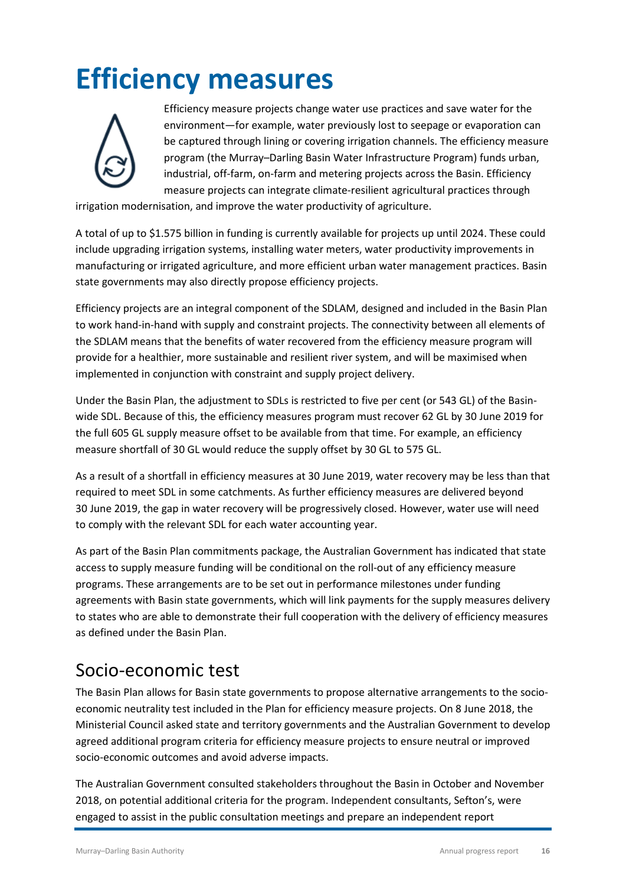# Efficiency measures

Efficiency measure projects change water use practices and save water for the environment—for example, water previously lost to seepage or evaporation can be captured through lining or covering irrigation channels. The efficiency measure program (the Murray–Darling Basin Water Infrastructure Program) funds urban, industrial, off-farm, on-farm and metering projects across the Basin. Efficiency measure projects can integrate climate-resilient agricultural practices through irrigation modernisation, and improve the water productivity of agriculture.

A total of up to $1.575 billion in funding is currently available for projects up until 2024. These could include upgrading irrigation systems, installing water meters, water productivity improvements in manufacturing or irrigated agriculture, and more efficient urban water management practices. Basin state governments may also directly propose efficiency projects.

Efficiency projects are an integral component of the SDLAM, designed and included in the Basin Plan to work hand-in-hand with supply and constraint projects. The connectivity between all elements of the SDLAM means that the benefits of water recovered from the efficiency measure program will provide for a healthier, more sustainable and resilient river system, and will be maximised when implemented in conjunction with constraint and supply project delivery.

Under the Basin Plan, the adjustment to SDLs is restricted to five per cent (or 543 GL) of the Basin-wide SDL. Because of this, the efficiency measures program must recover 62 GL by 30 June 2019 for the full 605 GL supply measure offset to be available from that time. For example, an efficiency measure shortfall of 30 GL would reduce the supply offset by 30 GL to 575 GL.

As a result of a shortfall in efficiency measures at 30 June 2019, water recovery may be less than that required to meet SDL in some catchments. As further efficiency measures are delivered beyond 30 June 2019, the gap in water recovery will be progressively closed. However, water use will need to comply with the relevant SDL for each water accounting year.

As part of the Basin Plan commitments package, the Australian Government has indicated that state access to supply measure funding will be conditional on the roll-out of any efficiency measure programs. These arrangements are to be set out in performance milestones under funding agreements with Basin state governments, which will link payments for the supply measures delivery to states who are able to demonstrate their full cooperation with the delivery of efficiency measures as defined under the Basin Plan.

## Socio-economic test

The Basin Plan allows for Basin state governments to propose alternative arrangements to the socio-economic neutrality test included in the Plan for efficiency measure projects. On 8 June 2018, the Ministerial Council asked state and territory governments and the Australian Government to develop agreed additional program criteria for efficiency measure projects to ensure neutral or improved socio-economic outcomes and avoid adverse impacts.

The Australian Government consulted stakeholders throughout the Basin in October and November 2018, on potential additional criteria for the program. Independent consultants, Sefton's, were engaged to assist in the public consultation meetings and prepare an independent report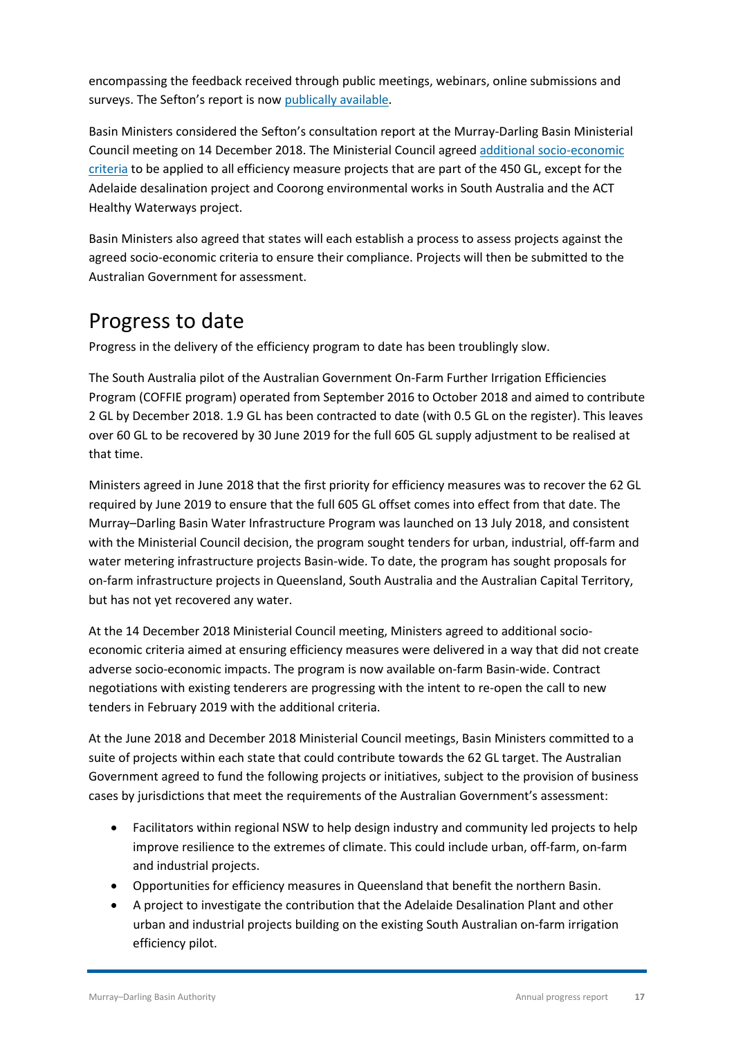encompassing the feedback received through public meetings, webinars, online submissions and surveys. The Sefton's report is now publically available.

Basin Ministers considered the Sefton's consultation report at the Murray-Darling Basin Ministerial Council meeting on 14 December 2018. The Ministerial Council agreed additional socio-economic criteria to be applied to all efficiency measure projects that are part of the 450 GL, except for the Adelaide desalination project and Coorong environmental works in South Australia and the ACT Healthy Waterways project.

Basin Ministers also agreed that states will each establish a process to assess projects against the agreed socio-economic criteria to ensure their compliance. Projects will then be submitted to the Australian Government for assessment.

## Progress to date

Progress in the delivery of the efficiency program to date has been troublingly slow.

The South Australia pilot of the Australian Government On-Farm Further Irrigation Efficiencies Program (COFFIE program) operated from September 2016 to October 2018 and aimed to contribute 2 GL by December 2018. 1.9 GL has been contracted to date (with 0.5 GL on the register). This leaves over 60 GL to be recovered by 30 June 2019 for the full 605 GL supply adjustment to be realised at that time.

Ministers agreed in June 2018 that the first priority for efficiency measures was to recover the 62 GL required by June 2019 to ensure that the full 605 GL offset comes into effect from that date. The Murray–Darling Basin Water Infrastructure Program was launched on 13 July 2018, and consistent with the Ministerial Council decision, the program sought tenders for urban, industrial, off-farm and water metering infrastructure projects Basin-wide. To date, the program has sought proposals for on-farm infrastructure projects in Queensland, South Australia and the Australian Capital Territory, but has not yet recovered any water.

At the 14 December 2018 Ministerial Council meeting, Ministers agreed to additional socio-economic criteria aimed at ensuring efficiency measures were delivered in a way that did not create adverse socio-economic impacts. The program is now available on-farm Basin-wide. Contract negotiations with existing tenderers are progressing with the intent to re-open the call to new tenders in February 2019 with the additional criteria.

At the June 2018 and December 2018 Ministerial Council meetings, Basin Ministers committed to a suite of projects within each state that could contribute towards the 62 GL target. The Australian Government agreed to fund the following projects or initiatives, subject to the provision of business cases by jurisdictions that meet the requirements of the Australian Government's assessment:

- Facilitators within regional NSW to help design industry and community led projects to help improve resilience to the extremes of climate. This could include urban, off-farm, on-farm and industrial projects.
- Opportunities for efficiency measures in Queensland that benefit the northern Basin.
- A project to investigate the contribution that the Adelaide Desalination Plant and other urban and industrial projects building on the existing South Australian on-farm irrigation efficiency pilot.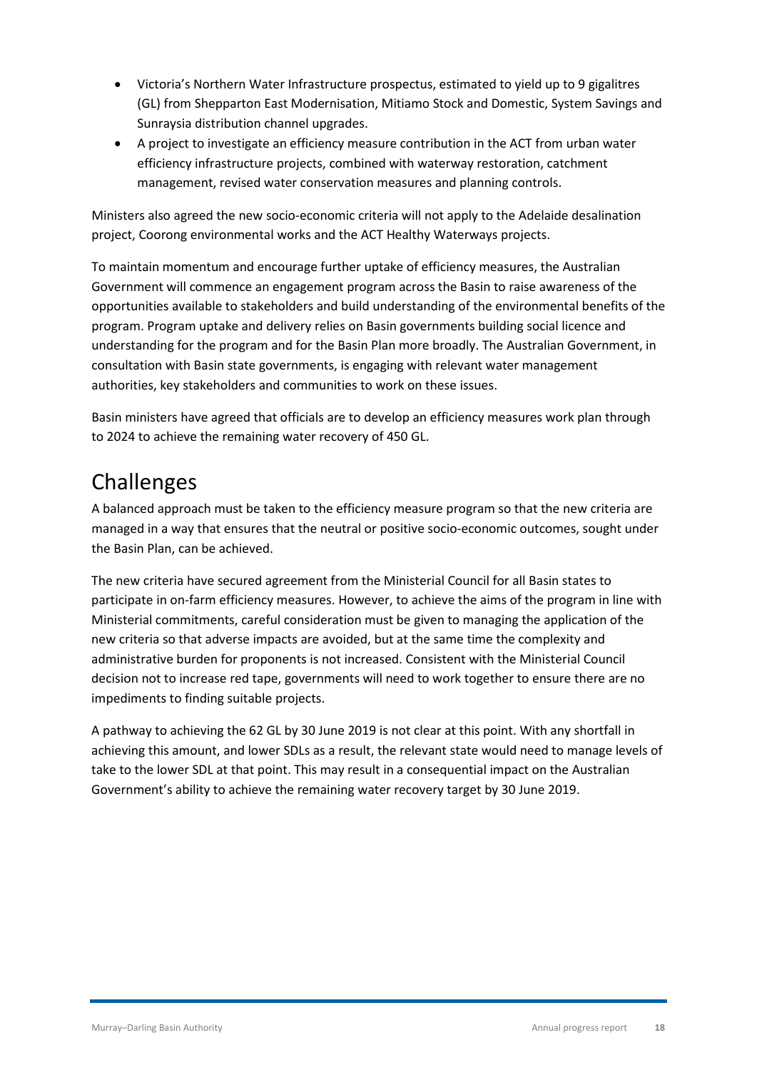- Victoria's Northern Water Infrastructure prospectus, estimated to yield up to 9 gigalitres (GL) from Shepparton East Modernisation, Mitiamo Stock and Domestic, System Savings and Sunraysia distribution channel upgrades.
- A project to investigate an efficiency measure contribution in the ACT from urban water efficiency infrastructure projects, combined with waterway restoration, catchment management, revised water conservation measures and planning controls.

Ministers also agreed the new socio-economic criteria will not apply to the Adelaide desalination project, Coorong environmental works and the ACT Healthy Waterways projects.

To maintain momentum and encourage further uptake of efficiency measures, the Australian Government will commence an engagement program across the Basin to raise awareness of the opportunities available to stakeholders and build understanding of the environmental benefits of the program. Program uptake and delivery relies on Basin governments building social licence and understanding for the program and for the Basin Plan more broadly. The Australian Government, in consultation with Basin state governments, is engaging with relevant water management authorities, key stakeholders and communities to work on these issues.

Basin ministers have agreed that officials are to develop an efficiency measures work plan through to 2024 to achieve the remaining water recovery of 450 GL.

## Challenges

A balanced approach must be taken to the efficiency measure program so that the new criteria are managed in a way that ensures that the neutral or positive socio-economic outcomes, sought under the Basin Plan, can be achieved.

The new criteria have secured agreement from the Ministerial Council for all Basin states to participate in on-farm efficiency measures. However, to achieve the aims of the program in line with Ministerial commitments, careful consideration must be given to managing the application of the new criteria so that adverse impacts are avoided, but at the same time the complexity and administrative burden for proponents is not increased. Consistent with the Ministerial Council decision not to increase red tape, governments will need to work together to ensure there are no impediments to finding suitable projects.

A pathway to achieving the 62 GL by 30 June 2019 is not clear at this point. With any shortfall in achieving this amount, and lower SDLs as a result, the relevant state would need to manage levels of take to the lower SDL at that point. This may result in a consequential impact on the Australian Government's ability to achieve the remaining water recovery target by 30 June 2019.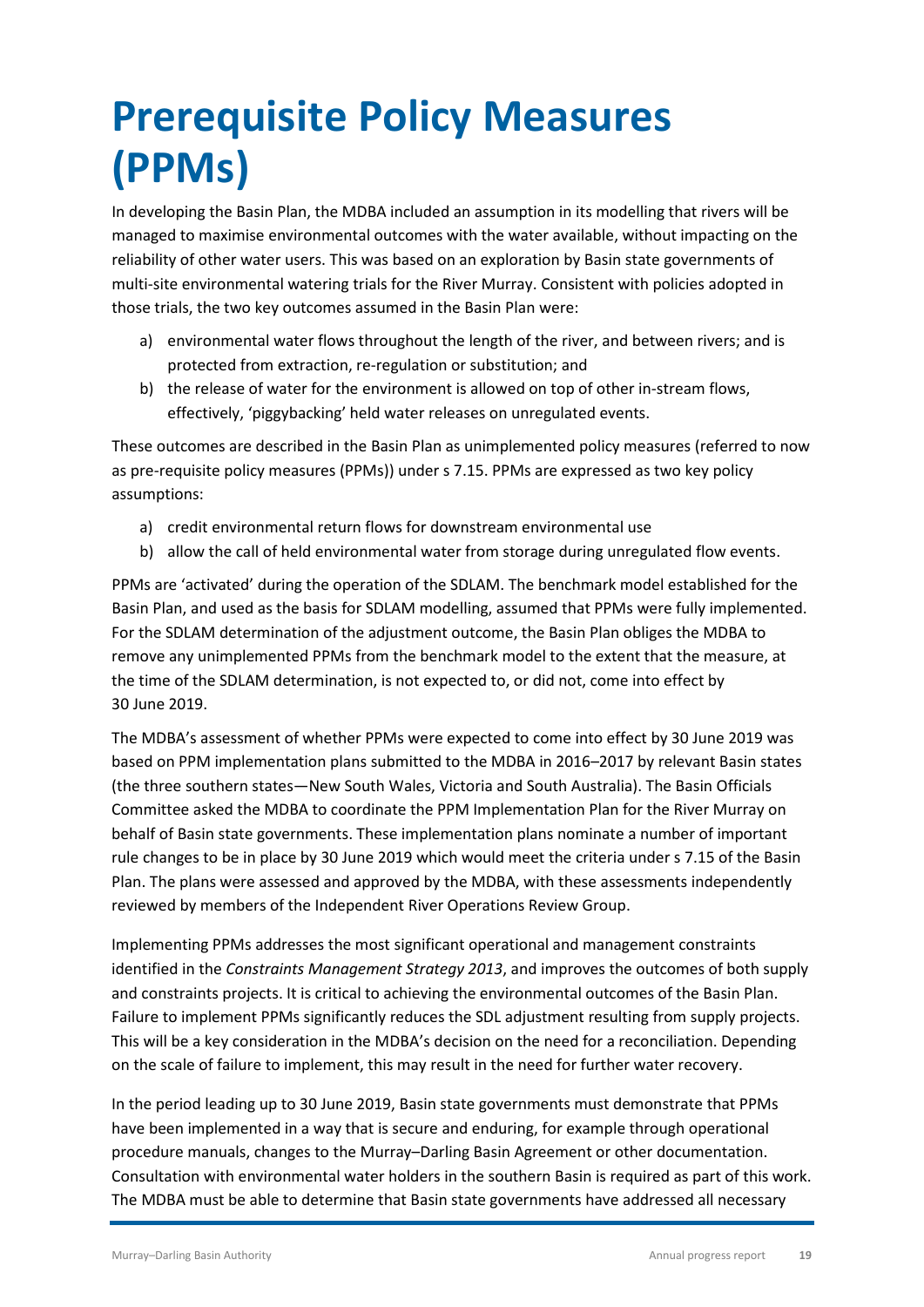# Prerequisite Policy Measures (PPMs)

In developing the Basin Plan, the MDBA included an assumption in its modelling that rivers will be managed to maximise environmental outcomes with the water available, without impacting on the reliability of other water users. This was based on an exploration by Basin state governments of multi-site environmental watering trials for the River Murray. Consistent with policies adopted in those trials, the two key outcomes assumed in the Basin Plan were:

a) environmental water flows throughout the length of the river, and between rivers; and is protected from extraction, re-regulation or substitution; and
b) the release of water for the environment is allowed on top of other in-stream flows, effectively, 'piggybacking' held water releases on unregulated events.

These outcomes are described in the Basin Plan as unimplemented policy measures (referred to now as pre-requisite policy measures (PPMs)) under s 7.15. PPMs are expressed as two key policy assumptions:

a) credit environmental return flows for downstream environmental use
b) allow the call of held environmental water from storage during unregulated flow events.

PPMs are 'activated' during the operation of the SDLAM. The benchmark model established for the Basin Plan, and used as the basis for SDLAM modelling, assumed that PPMs were fully implemented. For the SDLAM determination of the adjustment outcome, the Basin Plan obliges the MDBA to remove any unimplemented PPMs from the benchmark model to the extent that the measure, at the time of the SDLAM determination, is not expected to, or did not, come into effect by 30 June 2019.

The MDBA's assessment of whether PPMs were expected to come into effect by 30 June 2019 was based on PPM implementation plans submitted to the MDBA in 2016–2017 by relevant Basin states (the three southern states—New South Wales, Victoria and South Australia). The Basin Officials Committee asked the MDBA to coordinate the PPM Implementation Plan for the River Murray on behalf of Basin state governments. These implementation plans nominate a number of important rule changes to be in place by 30 June 2019 which would meet the criteria under s 7.15 of the Basin Plan. The plans were assessed and approved by the MDBA, with these assessments independently reviewed by members of the Independent River Operations Review Group.

Implementing PPMs addresses the most significant operational and management constraints identified in the *Constraints Management Strategy 2013*, and improves the outcomes of both supply and constraints projects. It is critical to achieving the environmental outcomes of the Basin Plan. Failure to implement PPMs significantly reduces the SDL adjustment resulting from supply projects. This will be a key consideration in the MDBA's decision on the need for a reconciliation. Depending on the scale of failure to implement, this may result in the need for further water recovery.

In the period leading up to 30 June 2019, Basin state governments must demonstrate that PPMs have been implemented in a way that is secure and enduring, for example through operational procedure manuals, changes to the Murray–Darling Basin Agreement or other documentation. Consultation with environmental water holders in the southern Basin is required as part of this work. The MDBA must be able to determine that Basin state governments have addressed all necessary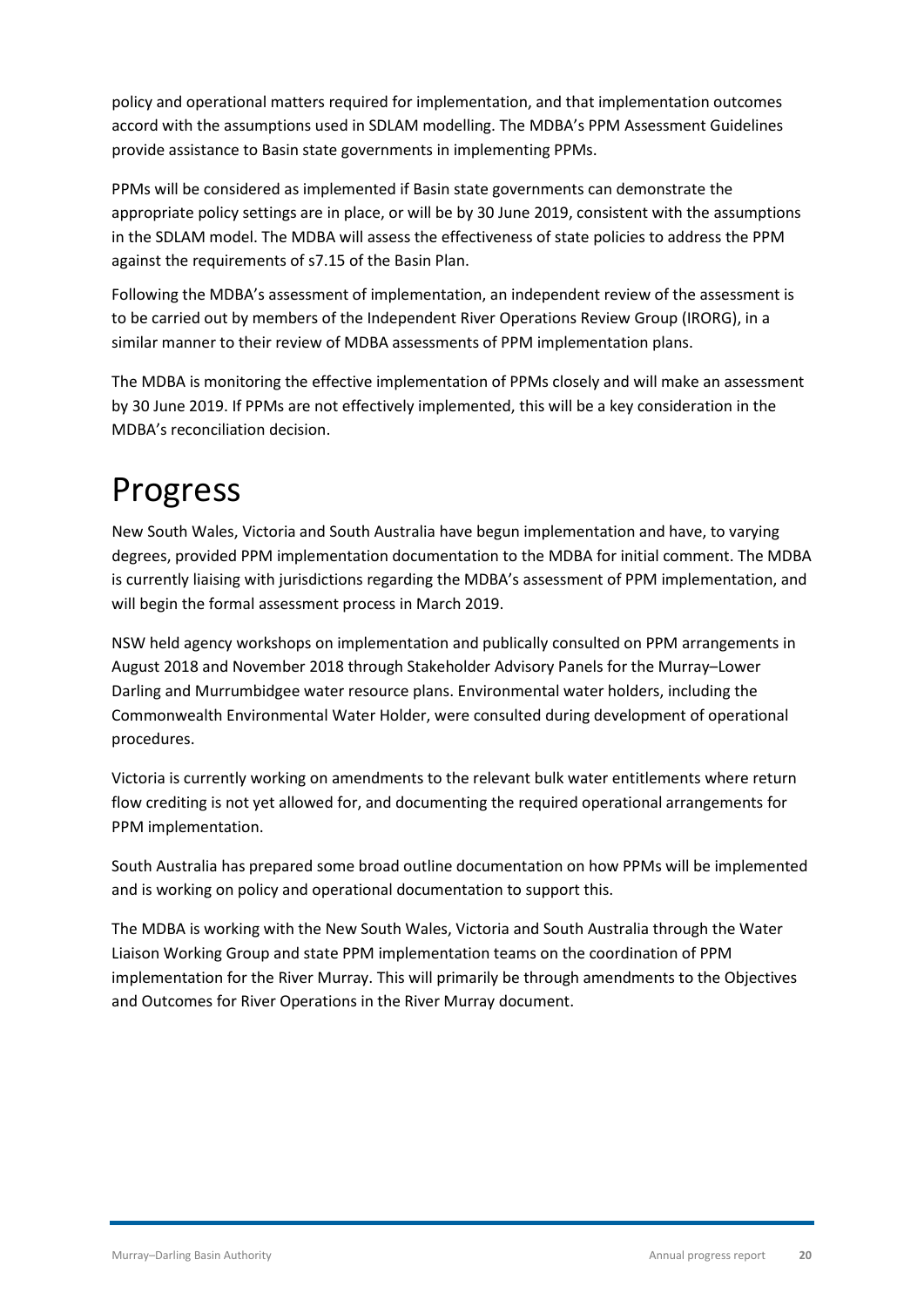policy and operational matters required for implementation, and that implementation outcomes accord with the assumptions used in SDLAM modelling. The MDBA's PPM Assessment Guidelines provide assistance to Basin state governments in implementing PPMs.

PPMs will be considered as implemented if Basin state governments can demonstrate the appropriate policy settings are in place, or will be by 30 June 2019, consistent with the assumptions in the SDLAM model. The MDBA will assess the effectiveness of state policies to address the PPM against the requirements of s7.15 of the Basin Plan.

Following the MDBA's assessment of implementation, an independent review of the assessment is to be carried out by members of the Independent River Operations Review Group (IRORG), in a similar manner to their review of MDBA assessments of PPM implementation plans.

The MDBA is monitoring the effective implementation of PPMs closely and will make an assessment by 30 June 2019. If PPMs are not effectively implemented, this will be a key consideration in the MDBA's reconciliation decision.

# Progress

New South Wales, Victoria and South Australia have begun implementation and have, to varying degrees, provided PPM implementation documentation to the MDBA for initial comment. The MDBA is currently liaising with jurisdictions regarding the MDBA's assessment of PPM implementation, and will begin the formal assessment process in March 2019.

NSW held agency workshops on implementation and publically consulted on PPM arrangements in August 2018 and November 2018 through Stakeholder Advisory Panels for the Murray–Lower Darling and Murrumbidgee water resource plans. Environmental water holders, including the Commonwealth Environmental Water Holder, were consulted during development of operational procedures.

Victoria is currently working on amendments to the relevant bulk water entitlements where return flow crediting is not yet allowed for, and documenting the required operational arrangements for PPM implementation.

South Australia has prepared some broad outline documentation on how PPMs will be implemented and is working on policy and operational documentation to support this.

The MDBA is working with the New South Wales, Victoria and South Australia through the Water Liaison Working Group and state PPM implementation teams on the coordination of PPM implementation for the River Murray. This will primarily be through amendments to the Objectives and Outcomes for River Operations in the River Murray document.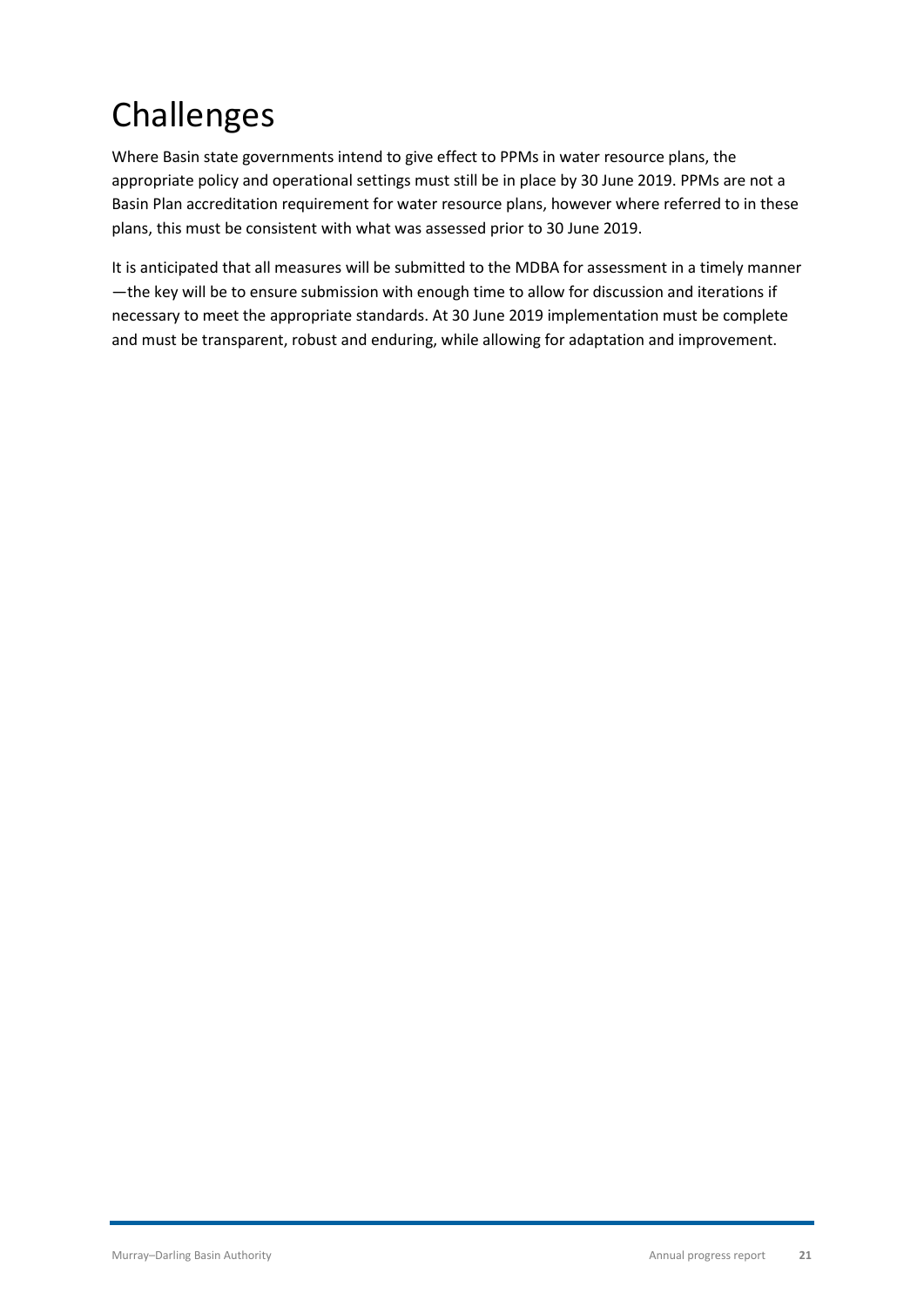# Challenges

Where Basin state governments intend to give effect to PPMs in water resource plans, the appropriate policy and operational settings must still be in place by 30 June 2019. PPMs are not a Basin Plan accreditation requirement for water resource plans, however where referred to in these plans, this must be consistent with what was assessed prior to 30 June 2019.

It is anticipated that all measures will be submitted to the MDBA for assessment in a timely manner —the key will be to ensure submission with enough time to allow for discussion and iterations if necessary to meet the appropriate standards. At 30 June 2019 implementation must be complete and must be transparent, robust and enduring, while allowing for adaptation and improvement.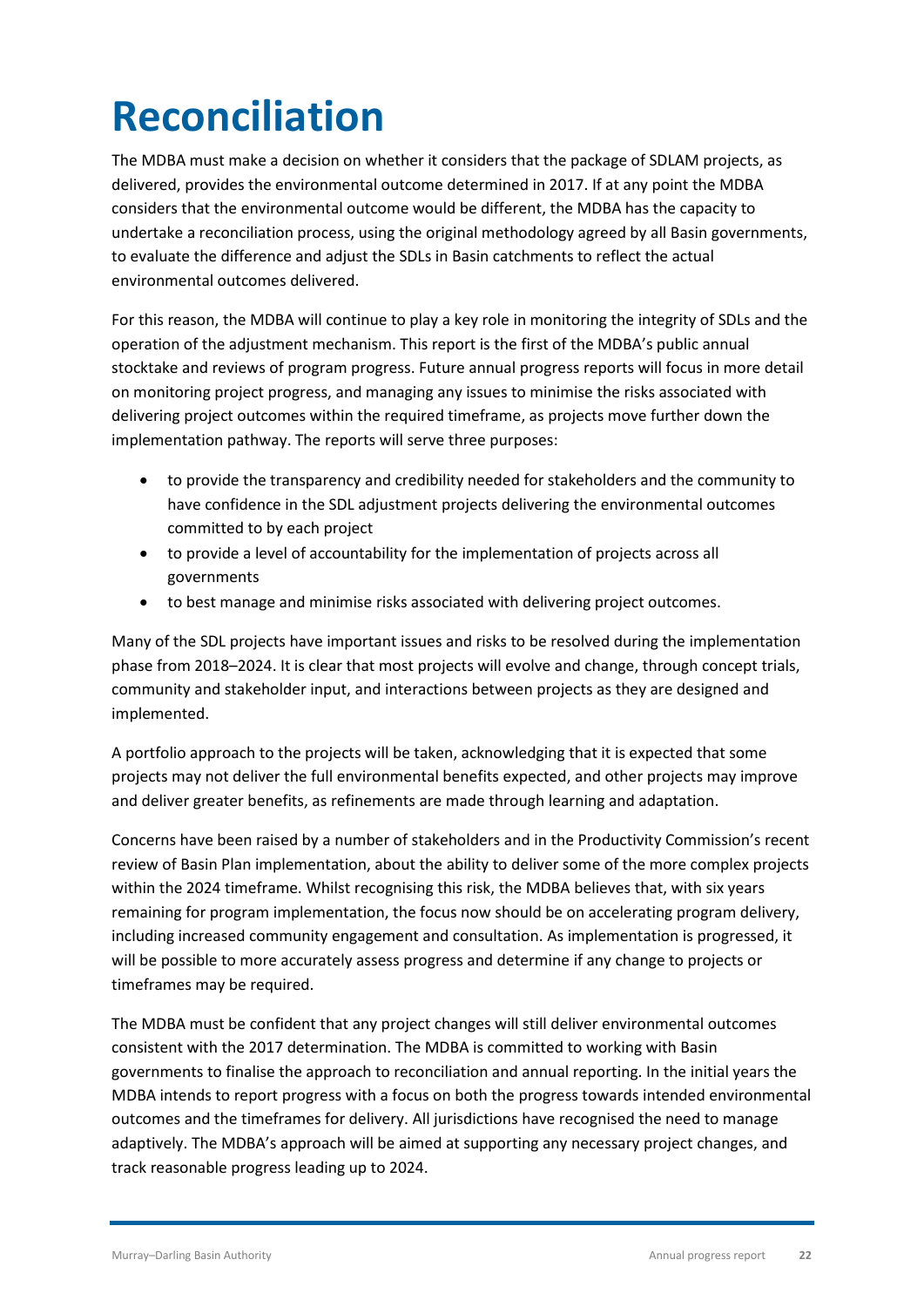# Reconciliation

The MDBA must make a decision on whether it considers that the package of SDLAM projects, as delivered, provides the environmental outcome determined in 2017. If at any point the MDBA considers that the environmental outcome would be different, the MDBA has the capacity to undertake a reconciliation process, using the original methodology agreed by all Basin governments, to evaluate the difference and adjust the SDLs in Basin catchments to reflect the actual environmental outcomes delivered.

For this reason, the MDBA will continue to play a key role in monitoring the integrity of SDLs and the operation of the adjustment mechanism. This report is the first of the MDBA's public annual stocktake and reviews of program progress. Future annual progress reports will focus in more detail on monitoring project progress, and managing any issues to minimise the risks associated with delivering project outcomes within the required timeframe, as projects move further down the implementation pathway. The reports will serve three purposes:

- to provide the transparency and credibility needed for stakeholders and the community to have confidence in the SDL adjustment projects delivering the environmental outcomes committed to by each project
- to provide a level of accountability for the implementation of projects across all governments
- to best manage and minimise risks associated with delivering project outcomes.

Many of the SDL projects have important issues and risks to be resolved during the implementation phase from 2018–2024. It is clear that most projects will evolve and change, through concept trials, community and stakeholder input, and interactions between projects as they are designed and implemented.

A portfolio approach to the projects will be taken, acknowledging that it is expected that some projects may not deliver the full environmental benefits expected, and other projects may improve and deliver greater benefits, as refinements are made through learning and adaptation.

Concerns have been raised by a number of stakeholders and in the Productivity Commission's recent review of Basin Plan implementation, about the ability to deliver some of the more complex projects within the 2024 timeframe. Whilst recognising this risk, the MDBA believes that, with six years remaining for program implementation, the focus now should be on accelerating program delivery, including increased community engagement and consultation. As implementation is progressed, it will be possible to more accurately assess progress and determine if any change to projects or timeframes may be required.

The MDBA must be confident that any project changes will still deliver environmental outcomes consistent with the 2017 determination. The MDBA is committed to working with Basin governments to finalise the approach to reconciliation and annual reporting. In the initial years the MDBA intends to report progress with a focus on both the progress towards intended environmental outcomes and the timeframes for delivery. All jurisdictions have recognised the need to manage adaptively. The MDBA's approach will be aimed at supporting any necessary project changes, and track reasonable progress leading up to 2024.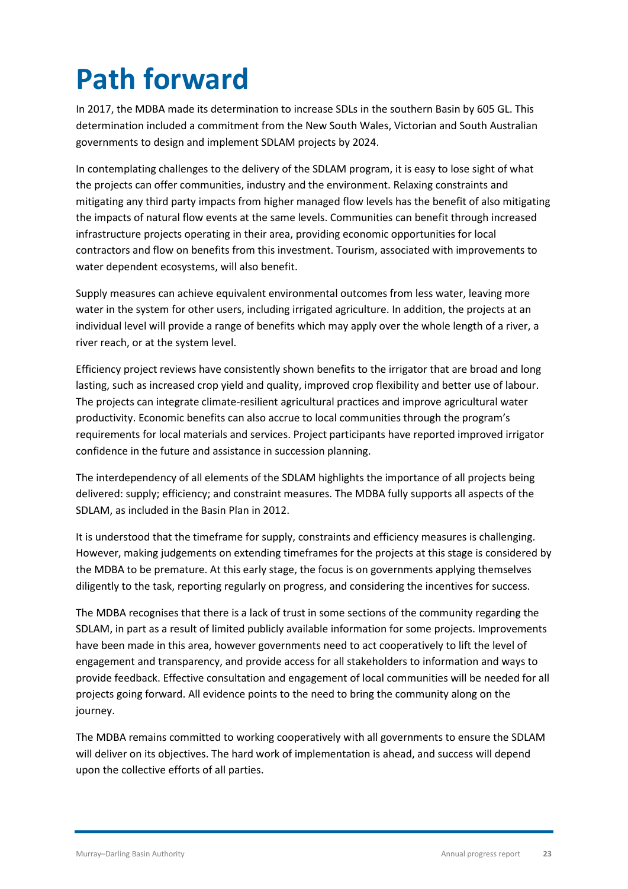# Path forward

In 2017, the MDBA made its determination to increase SDLs in the southern Basin by 605 GL. This determination included a commitment from the New South Wales, Victorian and South Australian governments to design and implement SDLAM projects by 2024.

In contemplating challenges to the delivery of the SDLAM program, it is easy to lose sight of what the projects can offer communities, industry and the environment. Relaxing constraints and mitigating any third party impacts from higher managed flow levels has the benefit of also mitigating the impacts of natural flow events at the same levels. Communities can benefit through increased infrastructure projects operating in their area, providing economic opportunities for local contractors and flow on benefits from this investment. Tourism, associated with improvements to water dependent ecosystems, will also benefit.

Supply measures can achieve equivalent environmental outcomes from less water, leaving more water in the system for other users, including irrigated agriculture. In addition, the projects at an individual level will provide a range of benefits which may apply over the whole length of a river, a river reach, or at the system level.

Efficiency project reviews have consistently shown benefits to the irrigator that are broad and long lasting, such as increased crop yield and quality, improved crop flexibility and better use of labour. The projects can integrate climate-resilient agricultural practices and improve agricultural water productivity. Economic benefits can also accrue to local communities through the program's requirements for local materials and services. Project participants have reported improved irrigator confidence in the future and assistance in succession planning.

The interdependency of all elements of the SDLAM highlights the importance of all projects being delivered: supply; efficiency; and constraint measures. The MDBA fully supports all aspects of the SDLAM, as included in the Basin Plan in 2012.

It is understood that the timeframe for supply, constraints and efficiency measures is challenging. However, making judgements on extending timeframes for the projects at this stage is considered by the MDBA to be premature. At this early stage, the focus is on governments applying themselves diligently to the task, reporting regularly on progress, and considering the incentives for success.

The MDBA recognises that there is a lack of trust in some sections of the community regarding the SDLAM, in part as a result of limited publicly available information for some projects. Improvements have been made in this area, however governments need to act cooperatively to lift the level of engagement and transparency, and provide access for all stakeholders to information and ways to provide feedback. Effective consultation and engagement of local communities will be needed for all projects going forward. All evidence points to the need to bring the community along on the journey.

The MDBA remains committed to working cooperatively with all governments to ensure the SDLAM will deliver on its objectives. The hard work of implementation is ahead, and success will depend upon the collective efforts of all parties.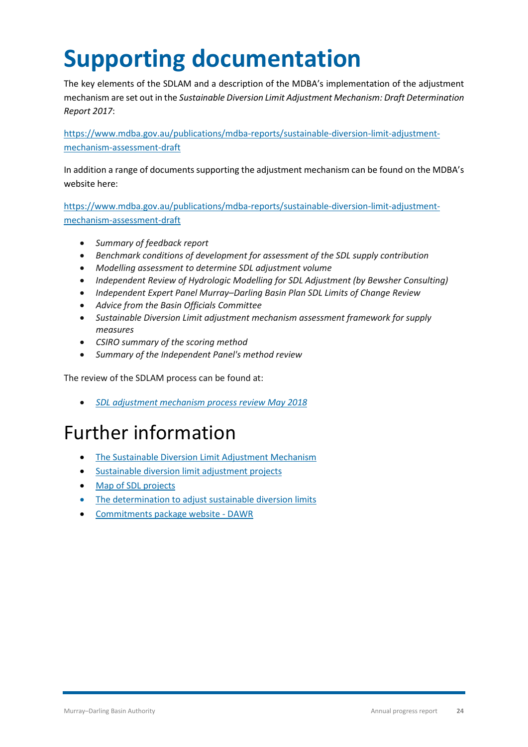# Supporting documentation

The key elements of the SDLAM and a description of the MDBA's implementation of the adjustment mechanism are set out in the *Sustainable Diversion Limit Adjustment Mechanism: Draft Determination Report 2017*:

https://www.mdba.gov.au/publications/mdba-reports/sustainable-diversion-limit-adjustment-mechanism-assessment-draft

In addition a range of documents supporting the adjustment mechanism can be found on the MDBA's website here:

https://www.mdba.gov.au/publications/mdba-reports/sustainable-diversion-limit-adjustment-mechanism-assessment-draft

- *Summary of feedback report*
- *Benchmark conditions of development for assessment of the SDL supply contribution*
- *Modelling assessment to determine SDL adjustment volume*
- *Independent Review of Hydrologic Modelling for SDL Adjustment (by Bewsher Consulting)*
- *Independent Expert Panel Murray–Darling Basin Plan SDL Limits of Change Review*
- *Advice from the Basin Officials Committee*
- *Sustainable Diversion Limit adjustment mechanism assessment framework for supply measures*
- *CSIRO summary of the scoring method*
- *Summary of the Independent Panel's method review*

The review of the SDLAM process can be found at:

- *SDL adjustment mechanism process review May 2018*

# Further information

- The Sustainable Diversion Limit Adjustment Mechanism
- Sustainable diversion limit adjustment projects
- Map of SDL projects
- The determination to adjust sustainable diversion limits
- Commitments package website - DAWR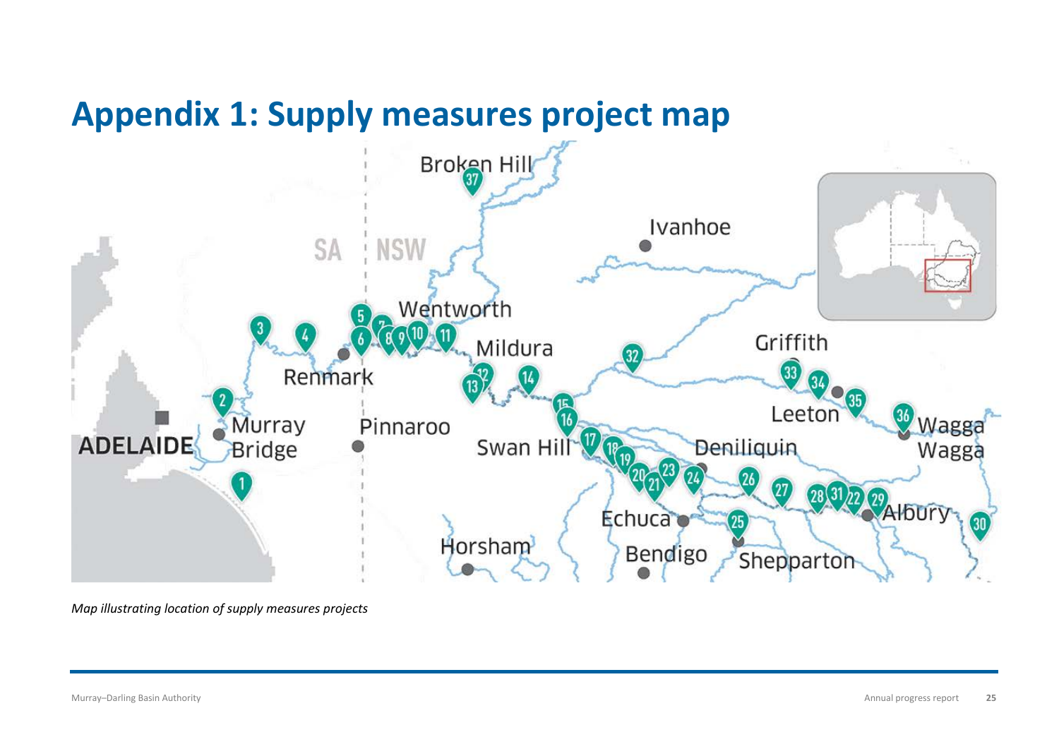# Appendix 1: Supply measures project map

Broken Hill
Ivanhoe
SA
NSW
Wentworth
Mildura
Griffith
Renmark
Leeton
Murray Bridge
Pinnaroo
Swan Hill
Deniliquin
Wagga Wagga
ADELAIDE
Echuca
Albury
Horsham
Bendigo
Shepparton
1 2 3 4 5 6 7 8 9 10 11 12 13 14 15 16 17 18 19 20 21 22 23 24 25 26 27 28 29 30 31 32 33 34 35 36 37

*Map illustrating location of supply measures projects*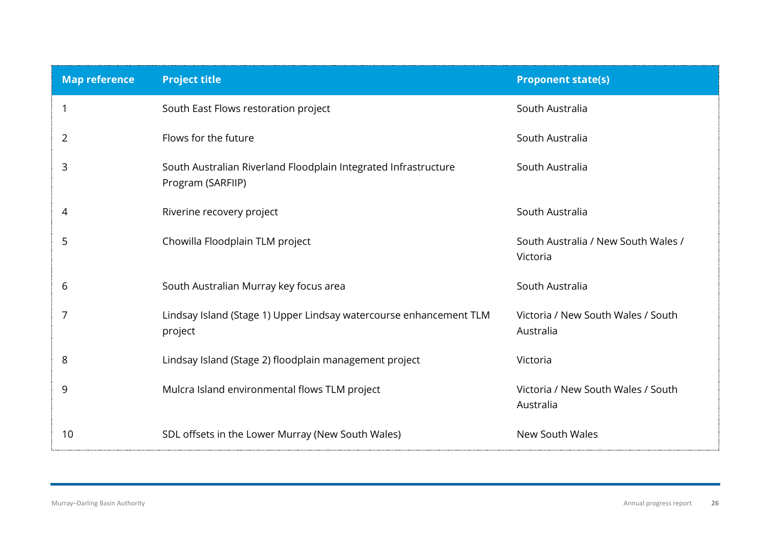| Map reference | Project title | Proponent state(s) |
|---|---|---|
| 1 | South East Flows restoration project | South Australia |
| 2 | Flows for the future | South Australia |
| 3 | South Australian Riverland Floodplain Integrated Infrastructure Program (SARFIIP) | South Australia |
| 4 | Riverine recovery project | South Australia |
| 5 | Chowilla Floodplain TLM project | South Australia / New South Wales / Victoria |
| 6 | South Australian Murray key focus area | South Australia |
| 7 | Lindsay Island (Stage 1) Upper Lindsay watercourse enhancement TLM project | Victoria / New South Wales / South Australia |
| 8 | Lindsay Island (Stage 2) floodplain management project | Victoria |
| 9 | Mulcra Island environmental flows TLM project | Victoria / New South Wales / South Australia |
| 10 | SDL offsets in the Lower Murray (New South Wales) | New South Wales |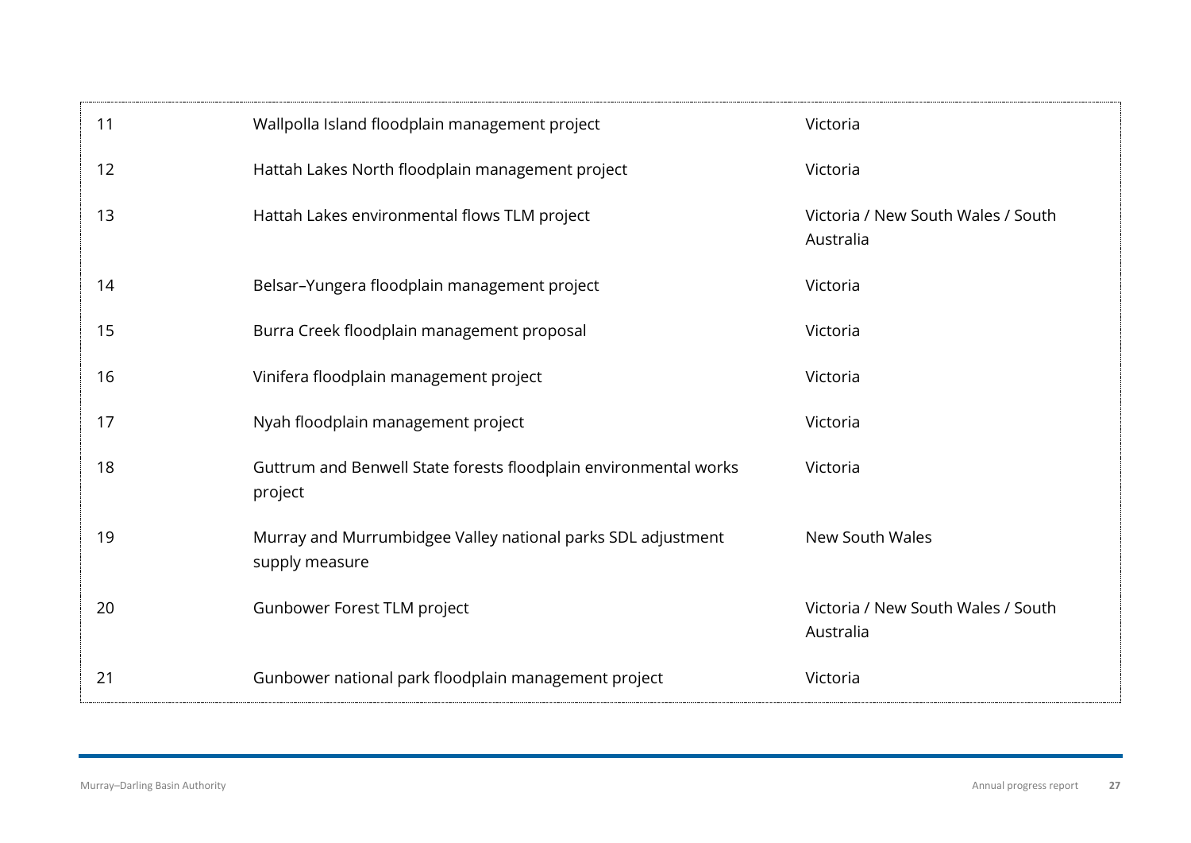| | | |
|---|---|---|
| 11 | Wallpolla Island floodplain management project | Victoria |
| 12 | Hattah Lakes North floodplain management project | Victoria |
| 13 | Hattah Lakes environmental flows TLM project | Victoria / New South Wales / South Australia |
| 14 | Belsar–Yungera floodplain management project | Victoria |
| 15 | Burra Creek floodplain management proposal | Victoria |
| 16 | Vinifera floodplain management project | Victoria |
| 17 | Nyah floodplain management project | Victoria |
| 18 | Guttrum and Benwell State forests floodplain environmental works project | Victoria |
| 19 | Murray and Murrumbidgee Valley national parks SDL adjustment supply measure | New South Wales |
| 20 | Gunbower Forest TLM project | Victoria / New South Wales / South Australia |
| 21 | Gunbower national park floodplain management project | Victoria |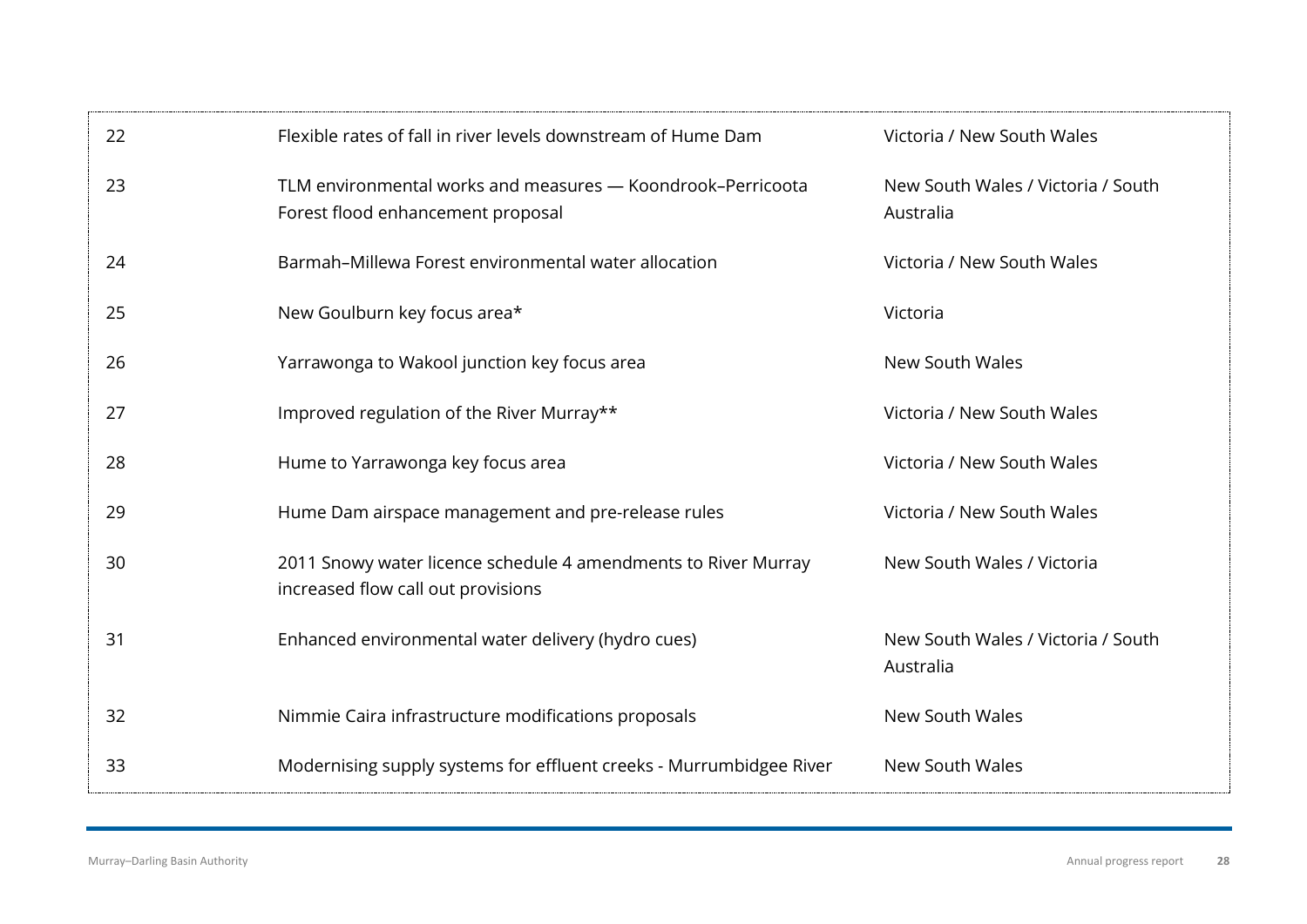| | | |
|---|---|---|
| 22 | Flexible rates of fall in river levels downstream of Hume Dam | Victoria / New South Wales |
| 23 | TLM environmental works and measures — Koondrook–Perricoota Forest flood enhancement proposal | New South Wales / Victoria / South Australia |
| 24 | Barmah–Millewa Forest environmental water allocation | Victoria / New South Wales |
| 25 | New Goulburn key focus area* | Victoria |
| 26 | Yarrawonga to Wakool junction key focus area | New South Wales |
| 27 | Improved regulation of the River Murray** | Victoria / New South Wales |
| 28 | Hume to Yarrawonga key focus area | Victoria / New South Wales |
| 29 | Hume Dam airspace management and pre-release rules | Victoria / New South Wales |
| 30 | 2011 Snowy water licence schedule 4 amendments to River Murray increased flow call out provisions | New South Wales / Victoria |
| 31 | Enhanced environmental water delivery (hydro cues) | New South Wales / Victoria / South Australia |
| 32 | Nimmie Caira infrastructure modifications proposals | New South Wales |
| 33 | Modernising supply systems for effluent creeks - Murrumbidgee River | New South Wales |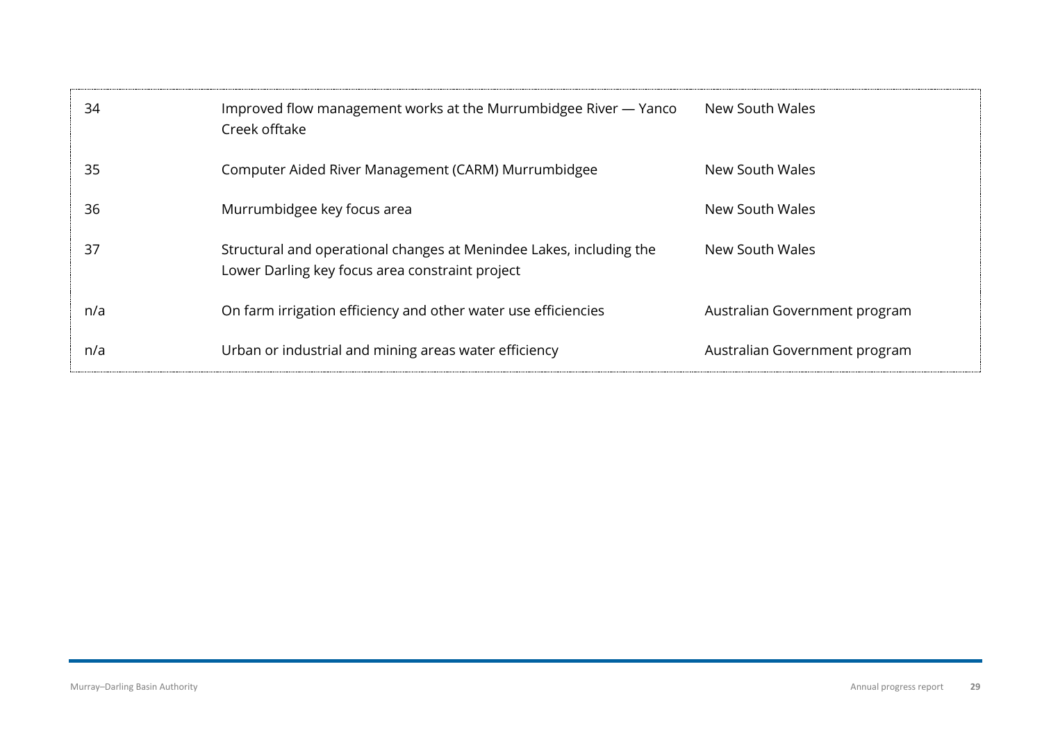| | | |
|---|---|---|
| 34 | Improved flow management works at the Murrumbidgee River — Yanco Creek offtake | New South Wales |
| 35 | Computer Aided River Management (CARM) Murrumbidgee | New South Wales |
| 36 | Murrumbidgee key focus area | New South Wales |
| 37 | Structural and operational changes at Menindee Lakes, including the Lower Darling key focus area constraint project | New South Wales |
| n/a | On farm irrigation efficiency and other water use efficiencies | Australian Government program |
| n/a | Urban or industrial and mining areas water efficiency | Australian Government program |